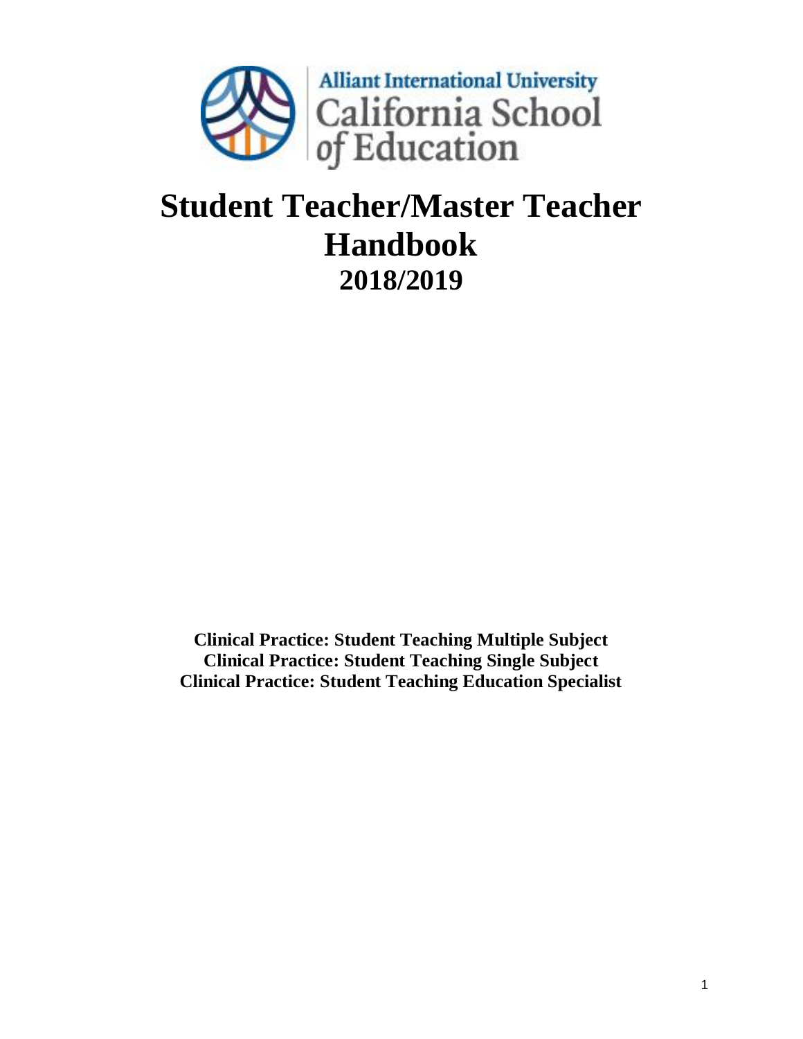Alliant International University
California School of Education

# Student Teacher/Master Teacher Handbook

## 2018/2019

**Clinical Practice: Student Teaching Multiple Subject**
**Clinical Practice: Student Teaching Single Subject**
**Clinical Practice: Student Teaching Education Specialist**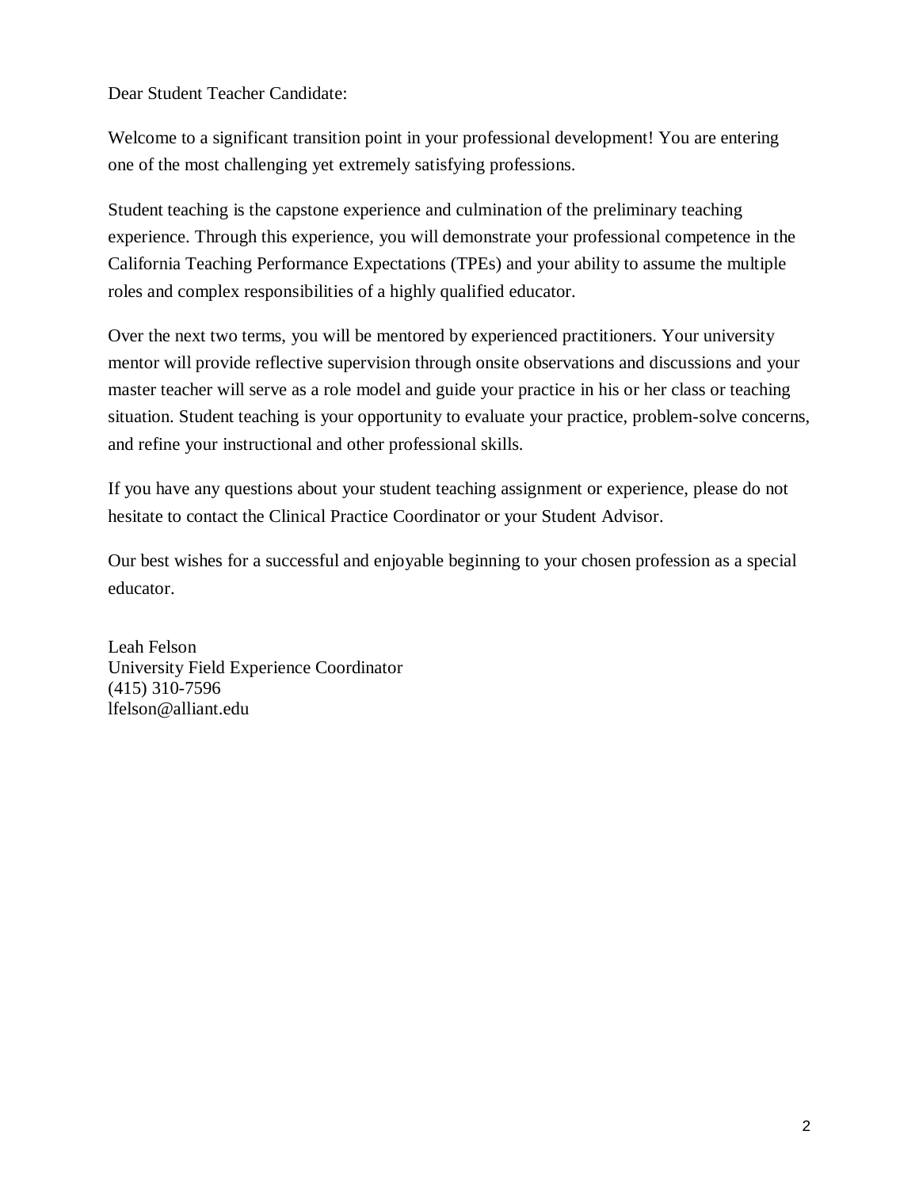Dear Student Teacher Candidate:

Welcome to a significant transition point in your professional development! You are entering one of the most challenging yet extremely satisfying professions.

Student teaching is the capstone experience and culmination of the preliminary teaching experience. Through this experience, you will demonstrate your professional competence in the California Teaching Performance Expectations (TPEs) and your ability to assume the multiple roles and complex responsibilities of a highly qualified educator.

Over the next two terms, you will be mentored by experienced practitioners. Your university mentor will provide reflective supervision through onsite observations and discussions and your master teacher will serve as a role model and guide your practice in his or her class or teaching situation. Student teaching is your opportunity to evaluate your practice, problem-solve concerns, and refine your instructional and other professional skills.

If you have any questions about your student teaching assignment or experience, please do not hesitate to contact the Clinical Practice Coordinator or your Student Advisor.

Our best wishes for a successful and enjoyable beginning to your chosen profession as a special educator.

Leah Felson  
University Field Experience Coordinator  
(415) 310-7596  
lfelson@alliant.edu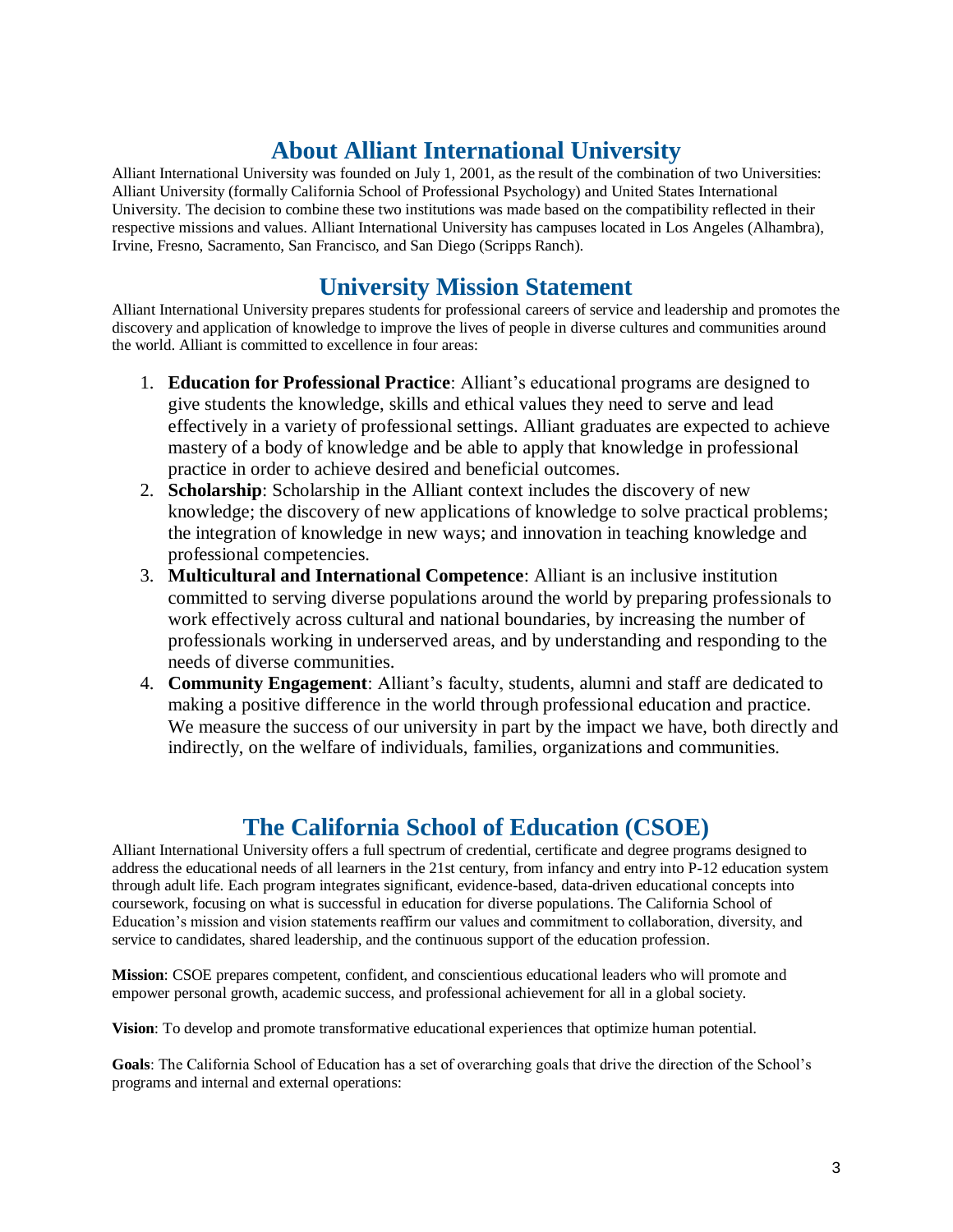## About Alliant International University

Alliant International University was founded on July 1, 2001, as the result of the combination of two Universities: Alliant University (formally California School of Professional Psychology) and United States International University. The decision to combine these two institutions was made based on the compatibility reflected in their respective missions and values. Alliant International University has campuses located in Los Angeles (Alhambra), Irvine, Fresno, Sacramento, San Francisco, and San Diego (Scripps Ranch).

## University Mission Statement

Alliant International University prepares students for professional careers of service and leadership and promotes the discovery and application of knowledge to improve the lives of people in diverse cultures and communities around the world. Alliant is committed to excellence in four areas:

1. **Education for Professional Practice**: Alliant's educational programs are designed to give students the knowledge, skills and ethical values they need to serve and lead effectively in a variety of professional settings. Alliant graduates are expected to achieve mastery of a body of knowledge and be able to apply that knowledge in professional practice in order to achieve desired and beneficial outcomes.
2. **Scholarship**: Scholarship in the Alliant context includes the discovery of new knowledge; the discovery of new applications of knowledge to solve practical problems; the integration of knowledge in new ways; and innovation in teaching knowledge and professional competencies.
3. **Multicultural and International Competence**: Alliant is an inclusive institution committed to serving diverse populations around the world by preparing professionals to work effectively across cultural and national boundaries, by increasing the number of professionals working in underserved areas, and by understanding and responding to the needs of diverse communities.
4. **Community Engagement**: Alliant's faculty, students, alumni and staff are dedicated to making a positive difference in the world through professional education and practice. We measure the success of our university in part by the impact we have, both directly and indirectly, on the welfare of individuals, families, organizations and communities.

## The California School of Education (CSOE)

Alliant International University offers a full spectrum of credential, certificate and degree programs designed to address the educational needs of all learners in the 21st century, from infancy and entry into P-12 education system through adult life. Each program integrates significant, evidence-based, data-driven educational concepts into coursework, focusing on what is successful in education for diverse populations. The California School of Education's mission and vision statements reaffirm our values and commitment to collaboration, diversity, and service to candidates, shared leadership, and the continuous support of the education profession.

**Mission**: CSOE prepares competent, confident, and conscientious educational leaders who will promote and empower personal growth, academic success, and professional achievement for all in a global society.

**Vision**: To develop and promote transformative educational experiences that optimize human potential.

**Goals**: The California School of Education has a set of overarching goals that drive the direction of the School's programs and internal and external operations: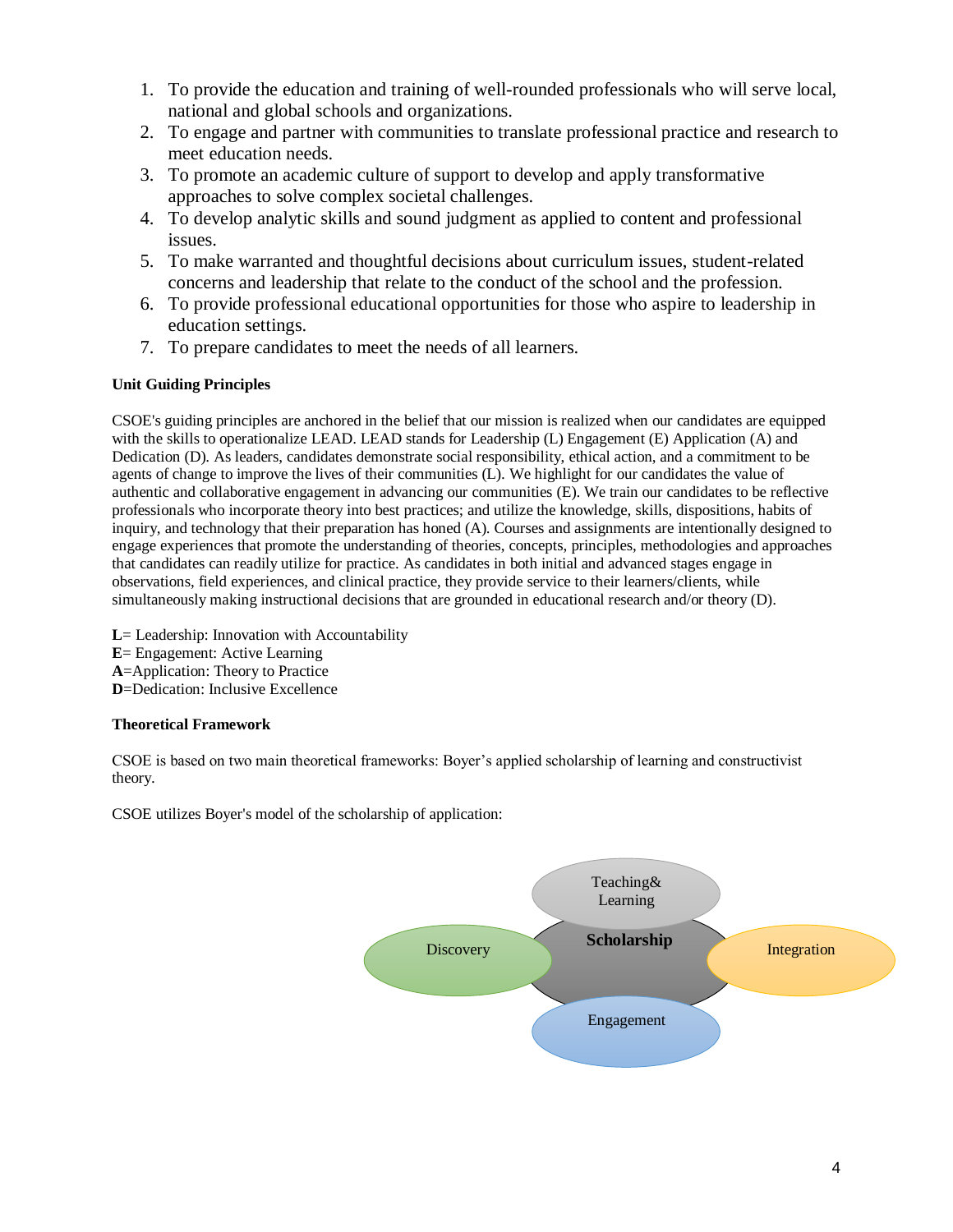1. To provide the education and training of well-rounded professionals who will serve local, national and global schools and organizations.
2. To engage and partner with communities to translate professional practice and research to meet education needs.
3. To promote an academic culture of support to develop and apply transformative approaches to solve complex societal challenges.
4. To develop analytic skills and sound judgment as applied to content and professional issues.
5. To make warranted and thoughtful decisions about curriculum issues, student-related concerns and leadership that relate to the conduct of the school and the profession.
6. To provide professional educational opportunities for those who aspire to leadership in education settings.
7. To prepare candidates to meet the needs of all learners.

**Unit Guiding Principles**

CSOE's guiding principles are anchored in the belief that our mission is realized when our candidates are equipped with the skills to operationalize LEAD. LEAD stands for Leadership (L) Engagement (E) Application (A) and Dedication (D). As leaders, candidates demonstrate social responsibility, ethical action, and a commitment to be agents of change to improve the lives of their communities (L). We highlight for our candidates the value of authentic and collaborative engagement in advancing our communities (E). We train our candidates to be reflective professionals who incorporate theory into best practices; and utilize the knowledge, skills, dispositions, habits of inquiry, and technology that their preparation has honed (A). Courses and assignments are intentionally designed to engage experiences that promote the understanding of theories, concepts, principles, methodologies and approaches that candidates can readily utilize for practice. As candidates in both initial and advanced stages engage in observations, field experiences, and clinical practice, they provide service to their learners/clients, while simultaneously making instructional decisions that are grounded in educational research and/or theory (D).

**L**= Leadership: Innovation with Accountability
**E**= Engagement: Active Learning
**A**=Application: Theory to Practice
**D**=Dedication: Inclusive Excellence

**Theoretical Framework**

CSOE is based on two main theoretical frameworks: Boyer's applied scholarship of learning and constructivist theory.

CSOE utilizes Boyer's model of the scholarship of application:

Teaching& Learning

Discovery — **Scholarship** — Integration

Engagement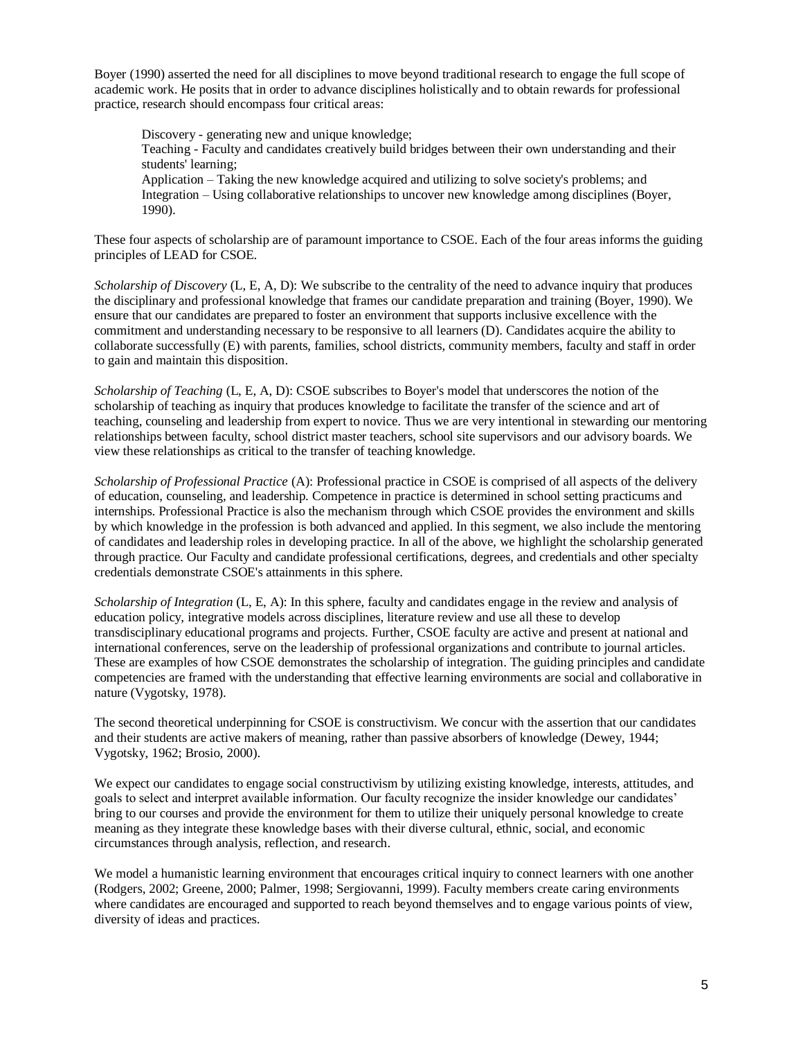Boyer (1990) asserted the need for all disciplines to move beyond traditional research to engage the full scope of academic work. He posits that in order to advance disciplines holistically and to obtain rewards for professional practice, research should encompass four critical areas:

> Discovery - generating new and unique knowledge;
> Teaching - Faculty and candidates creatively build bridges between their own understanding and their students' learning;
> Application – Taking the new knowledge acquired and utilizing to solve society's problems; and
> Integration – Using collaborative relationships to uncover new knowledge among disciplines (Boyer, 1990).

These four aspects of scholarship are of paramount importance to CSOE. Each of the four areas informs the guiding principles of LEAD for CSOE.

*Scholarship of Discovery* (L, E, A, D): We subscribe to the centrality of the need to advance inquiry that produces the disciplinary and professional knowledge that frames our candidate preparation and training (Boyer, 1990). We ensure that our candidates are prepared to foster an environment that supports inclusive excellence with the commitment and understanding necessary to be responsive to all learners (D). Candidates acquire the ability to collaborate successfully (E) with parents, families, school districts, community members, faculty and staff in order to gain and maintain this disposition.

*Scholarship of Teaching* (L, E, A, D): CSOE subscribes to Boyer's model that underscores the notion of the scholarship of teaching as inquiry that produces knowledge to facilitate the transfer of the science and art of teaching, counseling and leadership from expert to novice. Thus we are very intentional in stewarding our mentoring relationships between faculty, school district master teachers, school site supervisors and our advisory boards. We view these relationships as critical to the transfer of teaching knowledge.

*Scholarship of Professional Practice* (A): Professional practice in CSOE is comprised of all aspects of the delivery of education, counseling, and leadership. Competence in practice is determined in school setting practicums and internships. Professional Practice is also the mechanism through which CSOE provides the environment and skills by which knowledge in the profession is both advanced and applied. In this segment, we also include the mentoring of candidates and leadership roles in developing practice. In all of the above, we highlight the scholarship generated through practice. Our Faculty and candidate professional certifications, degrees, and credentials and other specialty credentials demonstrate CSOE's attainments in this sphere.

*Scholarship of Integration* (L, E, A): In this sphere, faculty and candidates engage in the review and analysis of education policy, integrative models across disciplines, literature review and use all these to develop transdisciplinary educational programs and projects. Further, CSOE faculty are active and present at national and international conferences, serve on the leadership of professional organizations and contribute to journal articles. These are examples of how CSOE demonstrates the scholarship of integration. The guiding principles and candidate competencies are framed with the understanding that effective learning environments are social and collaborative in nature (Vygotsky, 1978).

The second theoretical underpinning for CSOE is constructivism. We concur with the assertion that our candidates and their students are active makers of meaning, rather than passive absorbers of knowledge (Dewey, 1944; Vygotsky, 1962; Brosio, 2000).

We expect our candidates to engage social constructivism by utilizing existing knowledge, interests, attitudes, and goals to select and interpret available information. Our faculty recognize the insider knowledge our candidates' bring to our courses and provide the environment for them to utilize their uniquely personal knowledge to create meaning as they integrate these knowledge bases with their diverse cultural, ethnic, social, and economic circumstances through analysis, reflection, and research.

We model a humanistic learning environment that encourages critical inquiry to connect learners with one another (Rodgers, 2002; Greene, 2000; Palmer, 1998; Sergiovanni, 1999). Faculty members create caring environments where candidates are encouraged and supported to reach beyond themselves and to engage various points of view, diversity of ideas and practices.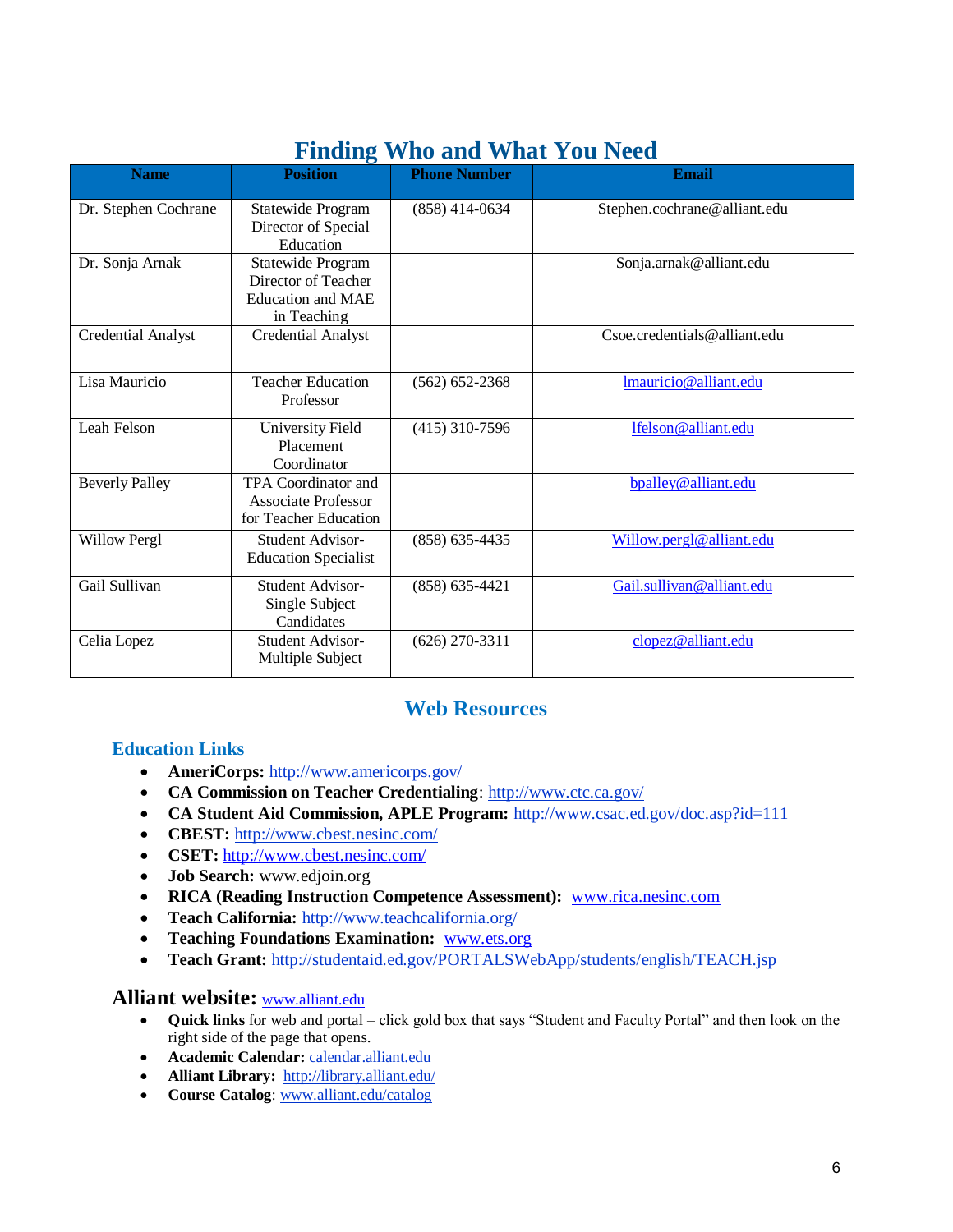## Finding Who and What You Need

| Name | Position | Phone Number | Email |
|---|---|---|---|
| Dr. Stephen Cochrane | Statewide Program Director of Special Education | (858) 414-0634 | Stephen.cochrane@alliant.edu |
| Dr. Sonja Arnak | Statewide Program Director of Teacher Education and MAE in Teaching | | Sonja.arnak@alliant.edu |
| Credential Analyst | Credential Analyst | | Csoe.credentials@alliant.edu |
| Lisa Mauricio | Teacher Education Professor | (562) 652-2368 | lmauricio@alliant.edu |
| Leah Felson | University Field Placement Coordinator | (415) 310-7596 | lfelson@alliant.edu |
| Beverly Palley | TPA Coordinator and Associate Professor for Teacher Education | | bpalley@alliant.edu |
| Willow Pergl | Student Advisor-Education Specialist | (858) 635-4435 | Willow.pergl@alliant.edu |
| Gail Sullivan | Student Advisor-Single Subject Candidates | (858) 635-4421 | Gail.sullivan@alliant.edu |
| Celia Lopez | Student Advisor-Multiple Subject | (626) 270-3311 | clopez@alliant.edu |

## Web Resources

### Education Links

- **AmeriCorps:** http://www.americorps.gov/
- **CA Commission on Teacher Credentialing**: http://www.ctc.ca.gov/
- **CA Student Aid Commission, APLE Program:** http://www.csac.ed.gov/doc.asp?id=111
- **CBEST:** http://www.cbest.nesinc.com/
- **CSET:** http://www.cbest.nesinc.com/
- **Job Search:** www.edjoin.org
- **RICA (Reading Instruction Competence Assessment):** www.rica.nesinc.com
- **Teach California:** http://www.teachcalifornia.org/
- **Teaching Foundations Examination:** www.ets.org
- **Teach Grant:** http://studentaid.ed.gov/PORTALSWebApp/students/english/TEACH.jsp

### Alliant website: www.alliant.edu

- **Quick links** for web and portal – click gold box that says "Student and Faculty Portal" and then look on the right side of the page that opens.
- **Academic Calendar:** calendar.alliant.edu
- **Alliant Library:** http://library.alliant.edu/
- **Course Catalog**: www.alliant.edu/catalog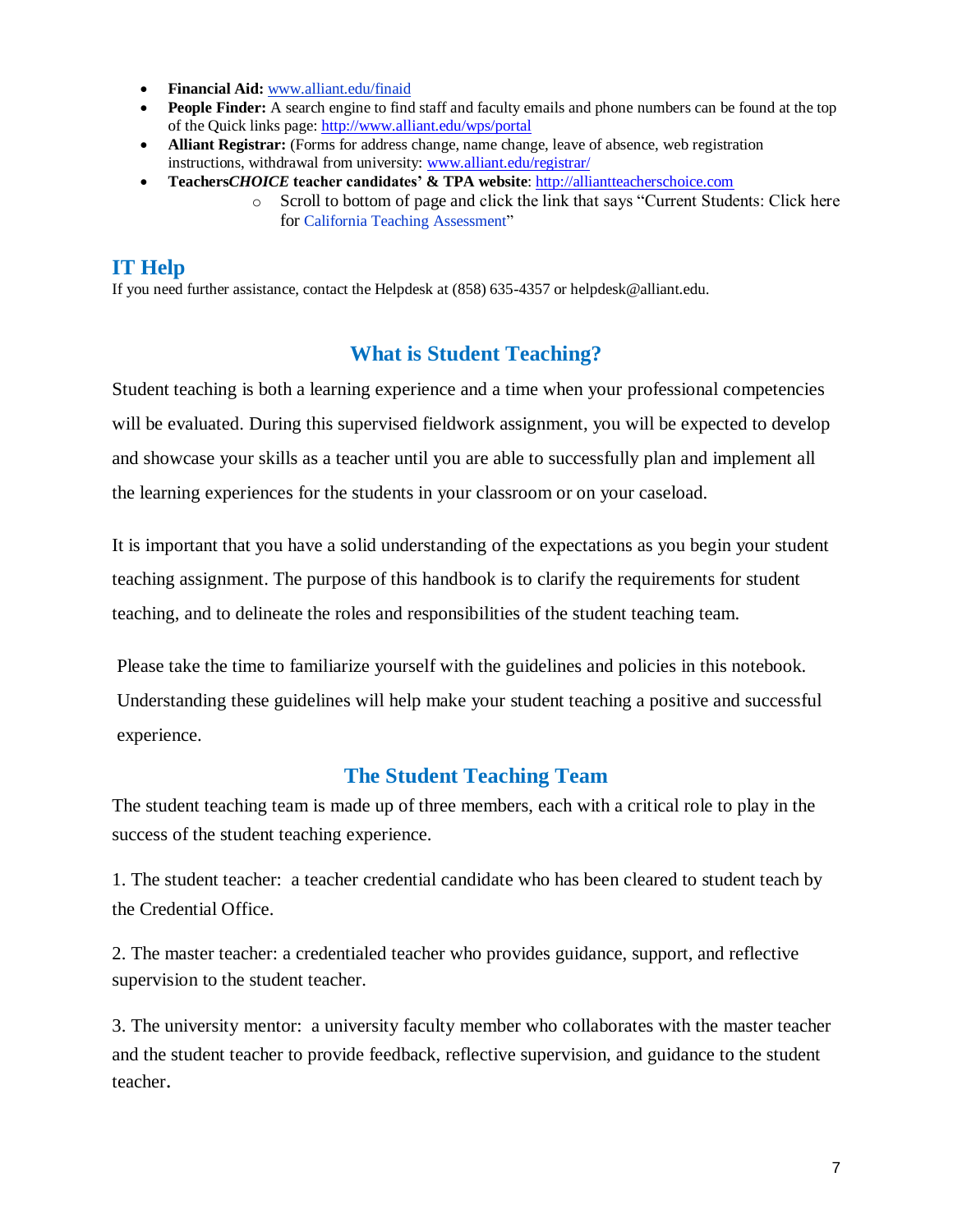- **Financial Aid:** www.alliant.edu/finaid
- **People Finder:** A search engine to find staff and faculty emails and phone numbers can be found at the top of the Quick links page: http://www.alliant.edu/wps/portal
- **Alliant Registrar:** (Forms for address change, name change, leave of absence, web registration instructions, withdrawal from university: www.alliant.edu/registrar/
- **Teachers*CHOICE* teacher candidates' & TPA website**: http://allianteacherschoice.com
    - Scroll to bottom of page and click the link that says "Current Students: Click here for California Teaching Assessment"

## IT Help

If you need further assistance, contact the Helpdesk at (858) 635-4357 or helpdesk@alliant.edu.

## What is Student Teaching?

Student teaching is both a learning experience and a time when your professional competencies will be evaluated. During this supervised fieldwork assignment, you will be expected to develop and showcase your skills as a teacher until you are able to successfully plan and implement all the learning experiences for the students in your classroom or on your caseload.

It is important that you have a solid understanding of the expectations as you begin your student teaching assignment. The purpose of this handbook is to clarify the requirements for student teaching, and to delineate the roles and responsibilities of the student teaching team.

Please take the time to familiarize yourself with the guidelines and policies in this notebook. Understanding these guidelines will help make your student teaching a positive and successful experience.

## The Student Teaching Team

The student teaching team is made up of three members, each with a critical role to play in the success of the student teaching experience.

1. The student teacher: a teacher credential candidate who has been cleared to student teach by the Credential Office.

2. The master teacher: a credentialed teacher who provides guidance, support, and reflective supervision to the student teacher.

3. The university mentor: a university faculty member who collaborates with the master teacher and the student teacher to provide feedback, reflective supervision, and guidance to the student teacher.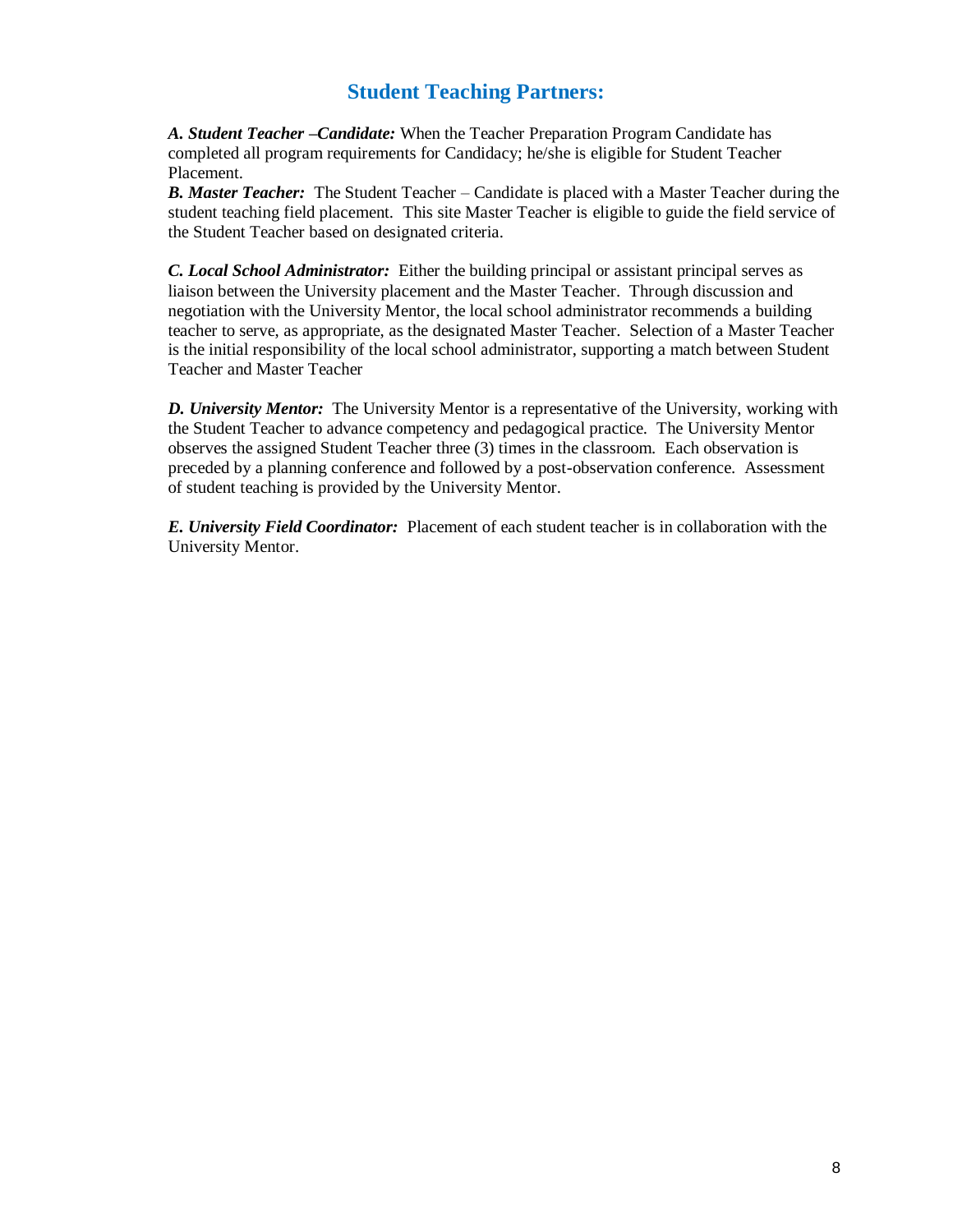## Student Teaching Partners:

***A. Student Teacher –Candidate:*** When the Teacher Preparation Program Candidate has completed all program requirements for Candidacy; he/she is eligible for Student Teacher Placement.

***B. Master Teacher:*** The Student Teacher – Candidate is placed with a Master Teacher during the student teaching field placement. This site Master Teacher is eligible to guide the field service of the Student Teacher based on designated criteria.

***C. Local School Administrator:*** Either the building principal or assistant principal serves as liaison between the University placement and the Master Teacher. Through discussion and negotiation with the University Mentor, the local school administrator recommends a building teacher to serve, as appropriate, as the designated Master Teacher. Selection of a Master Teacher is the initial responsibility of the local school administrator, supporting a match between Student Teacher and Master Teacher

***D. University Mentor:*** The University Mentor is a representative of the University, working with the Student Teacher to advance competency and pedagogical practice. The University Mentor observes the assigned Student Teacher three (3) times in the classroom. Each observation is preceded by a planning conference and followed by a post-observation conference. Assessment of student teaching is provided by the University Mentor.

***E. University Field Coordinator:*** Placement of each student teacher is in collaboration with the University Mentor.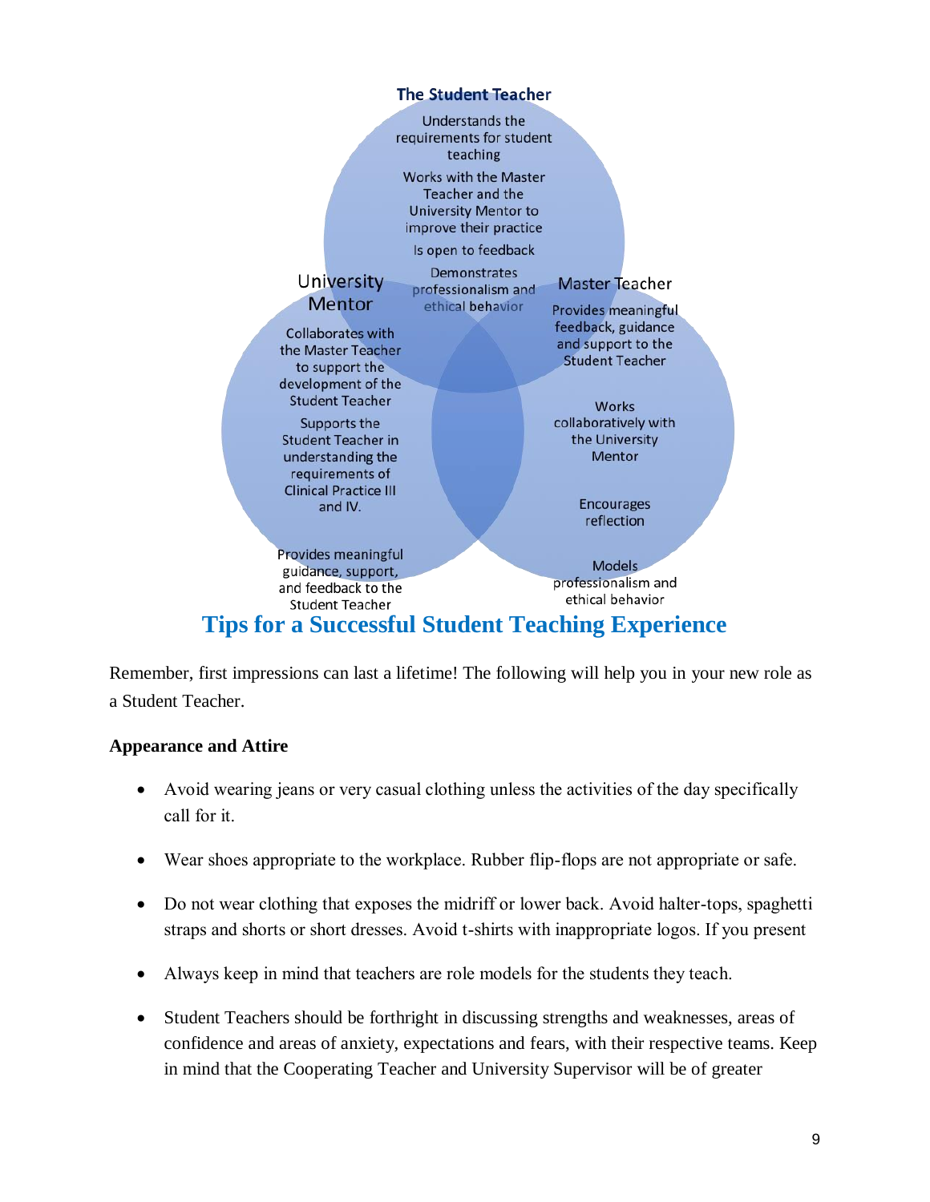**The Student Teacher**

- Understands the requirements for student teaching
- Works with the Master Teacher and the University Mentor to improve their practice
- Is open to feedback
- Demonstrates professionalism and ethical behavior

**University Mentor**

- Collaborates with the Master Teacher to support the development of the Student Teacher
- Supports the Student Teacher in understanding the requirements of Clinical Practice III and IV.
- Provides meaningful guidance, support, and feedback to the Student Teacher

**Master Teacher**

- Provides meaningful feedback, guidance and support to the Student Teacher
- Works collaboratively with the University Mentor
- Encourages reflection
- Models professionalism and ethical behavior

## Tips for a Successful Student Teaching Experience

Remember, first impressions can last a lifetime! The following will help you in your new role as a Student Teacher.

**Appearance and Attire**

- Avoid wearing jeans or very casual clothing unless the activities of the day specifically call for it.
- Wear shoes appropriate to the workplace. Rubber flip-flops are not appropriate or safe.
- Do not wear clothing that exposes the midriff or lower back. Avoid halter-tops, spaghetti straps and shorts or short dresses. Avoid t-shirts with inappropriate logos. If you present
- Always keep in mind that teachers are role models for the students they teach.
- Student Teachers should be forthright in discussing strengths and weaknesses, areas of confidence and areas of anxiety, expectations and fears, with their respective teams. Keep in mind that the Cooperating Teacher and University Supervisor will be of greater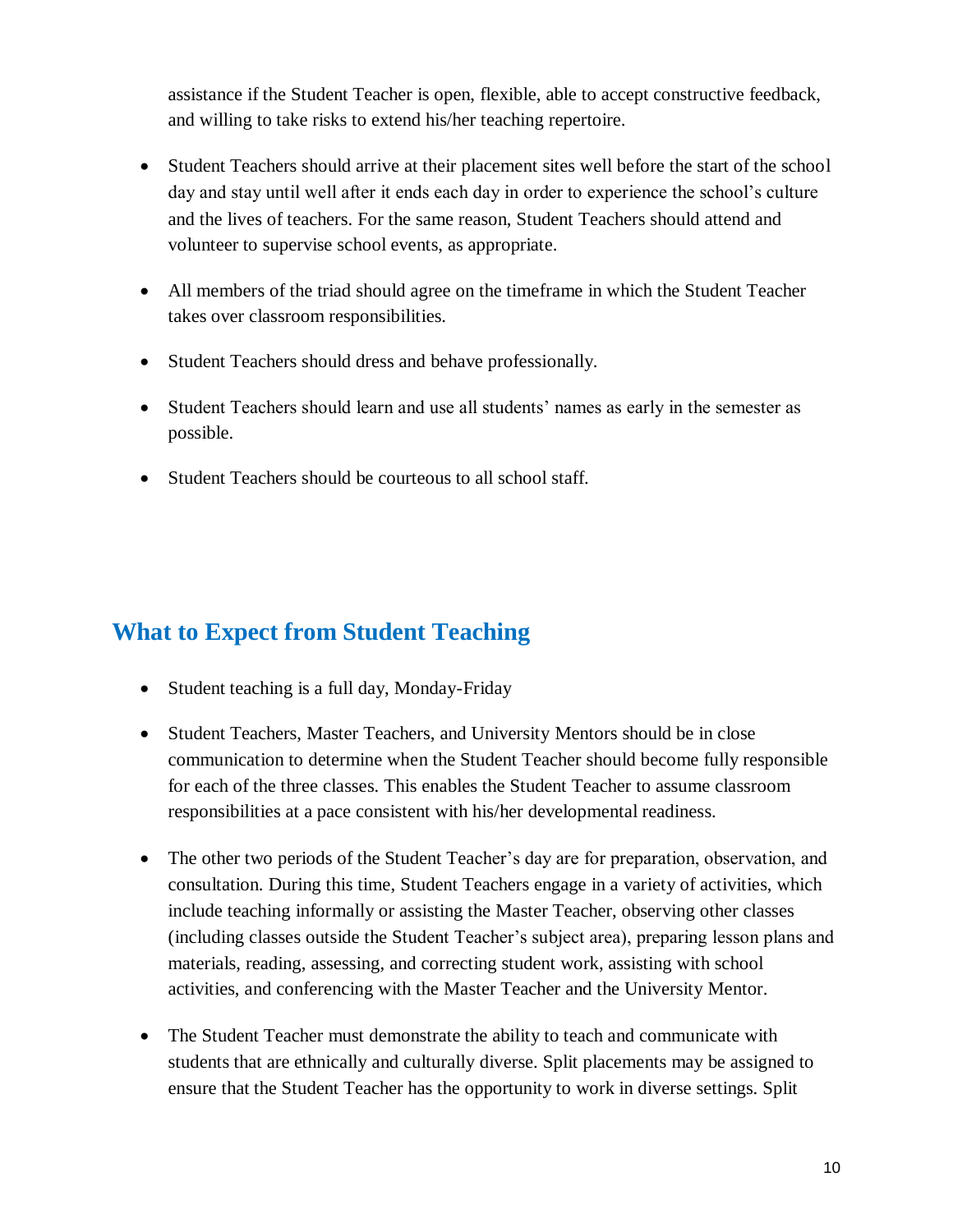assistance if the Student Teacher is open, flexible, able to accept constructive feedback, and willing to take risks to extend his/her teaching repertoire.

- Student Teachers should arrive at their placement sites well before the start of the school day and stay until well after it ends each day in order to experience the school's culture and the lives of teachers. For the same reason, Student Teachers should attend and volunteer to supervise school events, as appropriate.

- All members of the triad should agree on the timeframe in which the Student Teacher takes over classroom responsibilities.

- Student Teachers should dress and behave professionally.

- Student Teachers should learn and use all students' names as early in the semester as possible.

- Student Teachers should be courteous to all school staff.

## What to Expect from Student Teaching

- Student teaching is a full day, Monday-Friday

- Student Teachers, Master Teachers, and University Mentors should be in close communication to determine when the Student Teacher should become fully responsible for each of the three classes. This enables the Student Teacher to assume classroom responsibilities at a pace consistent with his/her developmental readiness.

- The other two periods of the Student Teacher's day are for preparation, observation, and consultation. During this time, Student Teachers engage in a variety of activities, which include teaching informally or assisting the Master Teacher, observing other classes (including classes outside the Student Teacher's subject area), preparing lesson plans and materials, reading, assessing, and correcting student work, assisting with school activities, and conferencing with the Master Teacher and the University Mentor.

- The Student Teacher must demonstrate the ability to teach and communicate with students that are ethnically and culturally diverse. Split placements may be assigned to ensure that the Student Teacher has the opportunity to work in diverse settings. Split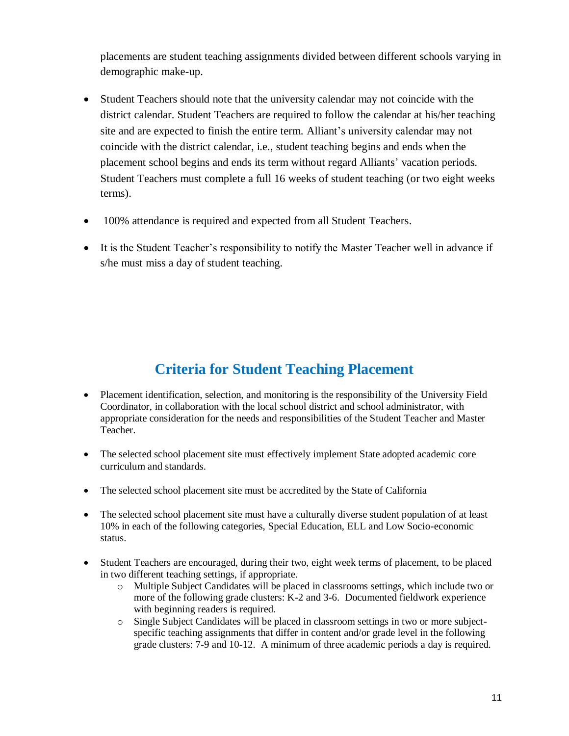placements are student teaching assignments divided between different schools varying in demographic make-up.

- Student Teachers should note that the university calendar may not coincide with the district calendar. Student Teachers are required to follow the calendar at his/her teaching site and are expected to finish the entire term. Alliant's university calendar may not coincide with the district calendar, i.e., student teaching begins and ends when the placement school begins and ends its term without regard Alliants' vacation periods. Student Teachers must complete a full 16 weeks of student teaching (or two eight weeks terms).
- 100% attendance is required and expected from all Student Teachers.
- It is the Student Teacher's responsibility to notify the Master Teacher well in advance if s/he must miss a day of student teaching.

## Criteria for Student Teaching Placement

- Placement identification, selection, and monitoring is the responsibility of the University Field Coordinator, in collaboration with the local school district and school administrator, with appropriate consideration for the needs and responsibilities of the Student Teacher and Master Teacher.
- The selected school placement site must effectively implement State adopted academic core curriculum and standards.
- The selected school placement site must be accredited by the State of California
- The selected school placement site must have a culturally diverse student population of at least 10% in each of the following categories, Special Education, ELL and Low Socio-economic status.
- Student Teachers are encouraged, during their two, eight week terms of placement, to be placed in two different teaching settings, if appropriate.
  - Multiple Subject Candidates will be placed in classrooms settings, which include two or more of the following grade clusters: K-2 and 3-6. Documented fieldwork experience with beginning readers is required.
  - Single Subject Candidates will be placed in classroom settings in two or more subject-specific teaching assignments that differ in content and/or grade level in the following grade clusters: 7-9 and 10-12. A minimum of three academic periods a day is required.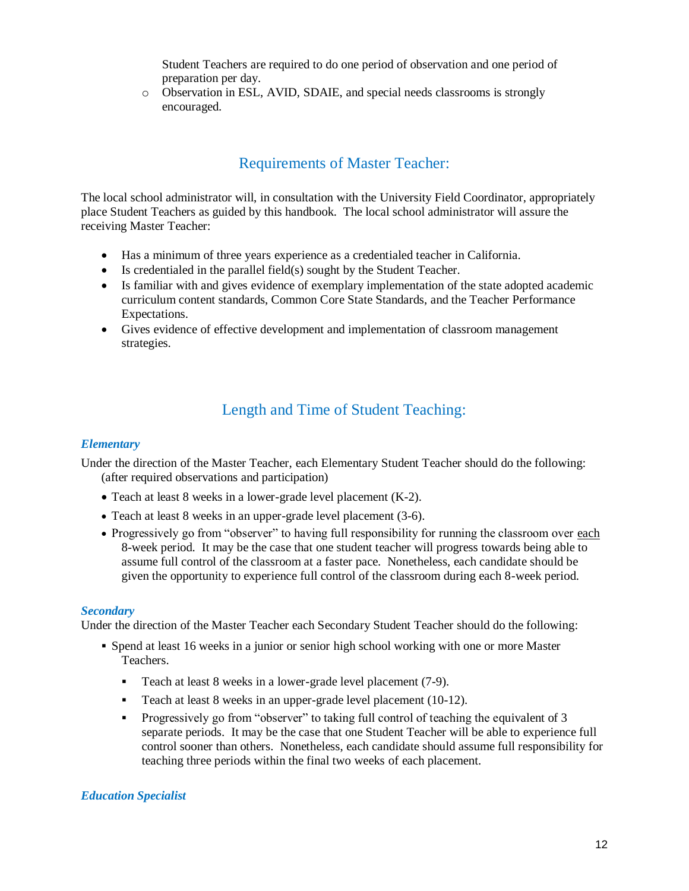Student Teachers are required to do one period of observation and one period of preparation per day.

- Observation in ESL, AVID, SDAIE, and special needs classrooms is strongly encouraged.

## Requirements of Master Teacher:

The local school administrator will, in consultation with the University Field Coordinator, appropriately place Student Teachers as guided by this handbook. The local school administrator will assure the receiving Master Teacher:

- Has a minimum of three years experience as a credentialed teacher in California.
- Is credentialed in the parallel field(s) sought by the Student Teacher.
- Is familiar with and gives evidence of exemplary implementation of the state adopted academic curriculum content standards, Common Core State Standards, and the Teacher Performance Expectations.
- Gives evidence of effective development and implementation of classroom management strategies.

## Length and Time of Student Teaching:

### *Elementary*

Under the direction of the Master Teacher, each Elementary Student Teacher should do the following: (after required observations and participation)

- Teach at least 8 weeks in a lower-grade level placement (K-2).
- Teach at least 8 weeks in an upper-grade level placement (3-6).
- Progressively go from "observer" to having full responsibility for running the classroom over each 8-week period. It may be the case that one student teacher will progress towards being able to assume full control of the classroom at a faster pace. Nonetheless, each candidate should be given the opportunity to experience full control of the classroom during each 8-week period.

### *Secondary*

Under the direction of the Master Teacher each Secondary Student Teacher should do the following:

- Spend at least 16 weeks in a junior or senior high school working with one or more Master Teachers.
  - Teach at least 8 weeks in a lower-grade level placement (7-9).
  - Teach at least 8 weeks in an upper-grade level placement (10-12).
  - Progressively go from "observer" to taking full control of teaching the equivalent of 3 separate periods. It may be the case that one Student Teacher will be able to experience full control sooner than others. Nonetheless, each candidate should assume full responsibility for teaching three periods within the final two weeks of each placement.

### *Education Specialist*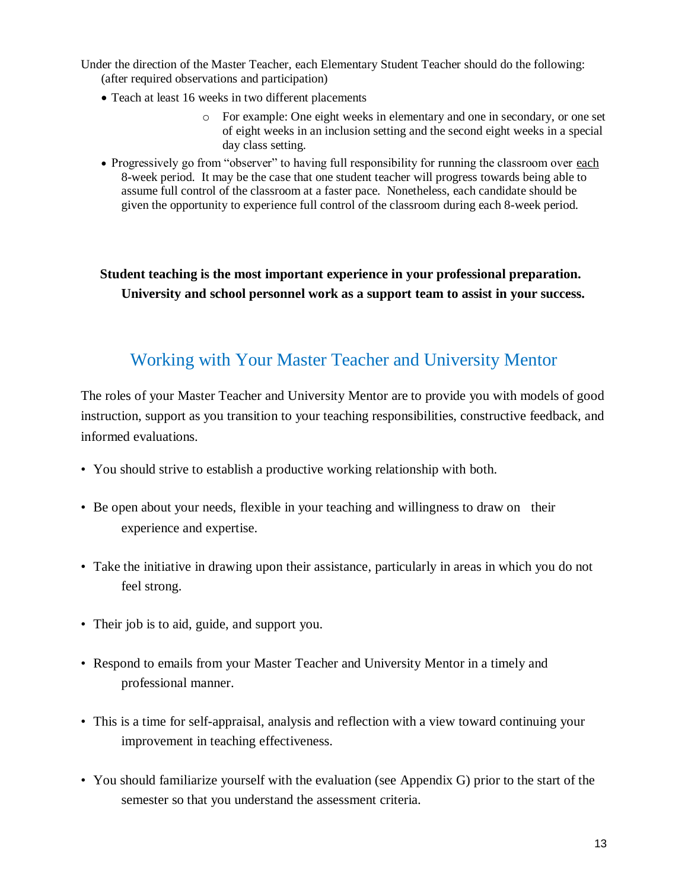Under the direction of the Master Teacher, each Elementary Student Teacher should do the following: (after required observations and participation)

- Teach at least 16 weeks in two different placements
    - For example: One eight weeks in elementary and one in secondary, or one set of eight weeks in an inclusion setting and the second eight weeks in a special day class setting.
- Progressively go from "observer" to having full responsibility for running the classroom over each 8-week period. It may be the case that one student teacher will progress towards being able to assume full control of the classroom at a faster pace. Nonetheless, each candidate should be given the opportunity to experience full control of the classroom during each 8-week period.

**Student teaching is the most important experience in your professional preparation. University and school personnel work as a support team to assist in your success.**

## Working with Your Master Teacher and University Mentor

The roles of your Master Teacher and University Mentor are to provide you with models of good instruction, support as you transition to your teaching responsibilities, constructive feedback, and informed evaluations.

- You should strive to establish a productive working relationship with both.
- Be open about your needs, flexible in your teaching and willingness to draw on their experience and expertise.
- Take the initiative in drawing upon their assistance, particularly in areas in which you do not feel strong.
- Their job is to aid, guide, and support you.
- Respond to emails from your Master Teacher and University Mentor in a timely and professional manner.
- This is a time for self-appraisal, analysis and reflection with a view toward continuing your improvement in teaching effectiveness.
- You should familiarize yourself with the evaluation (see Appendix G) prior to the start of the semester so that you understand the assessment criteria.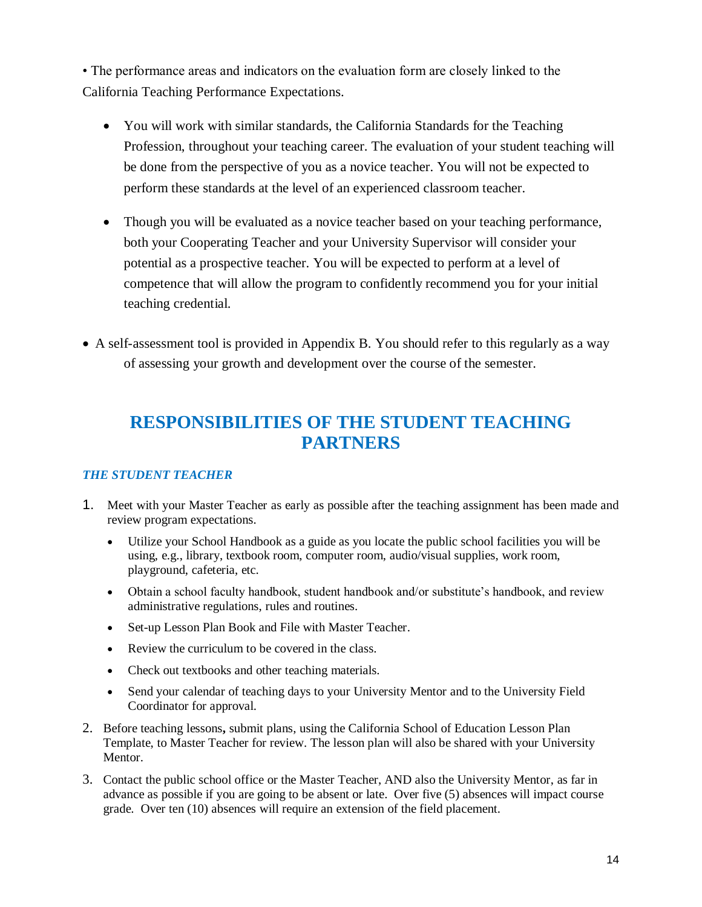- The performance areas and indicators on the evaluation form are closely linked to the California Teaching Performance Expectations.

  - You will work with similar standards, the California Standards for the Teaching Profession, throughout your teaching career. The evaluation of your student teaching will be done from the perspective of you as a novice teacher. You will not be expected to perform these standards at the level of an experienced classroom teacher.

  - Though you will be evaluated as a novice teacher based on your teaching performance, both your Cooperating Teacher and your University Supervisor will consider your potential as a prospective teacher. You will be expected to perform at a level of competence that will allow the program to confidently recommend you for your initial teaching credential.

- A self-assessment tool is provided in Appendix B. You should refer to this regularly as a way of assessing your growth and development over the course of the semester.

## RESPONSIBILITIES OF THE STUDENT TEACHING PARTNERS

### *THE STUDENT TEACHER*

1. Meet with your Master Teacher as early as possible after the teaching assignment has been made and review program expectations.
   - Utilize your School Handbook as a guide as you locate the public school facilities you will be using, e.g., library, textbook room, computer room, audio/visual supplies, work room, playground, cafeteria, etc.
   - Obtain a school faculty handbook, student handbook and/or substitute's handbook, and review administrative regulations, rules and routines.
   - Set-up Lesson Plan Book and File with Master Teacher.
   - Review the curriculum to be covered in the class.
   - Check out textbooks and other teaching materials.
   - Send your calendar of teaching days to your University Mentor and to the University Field Coordinator for approval.
2. Before teaching lessons**,** submit plans, using the California School of Education Lesson Plan Template, to Master Teacher for review. The lesson plan will also be shared with your University Mentor.
3. Contact the public school office or the Master Teacher, AND also the University Mentor, as far in advance as possible if you are going to be absent or late. Over five (5) absences will impact course grade. Over ten (10) absences will require an extension of the field placement.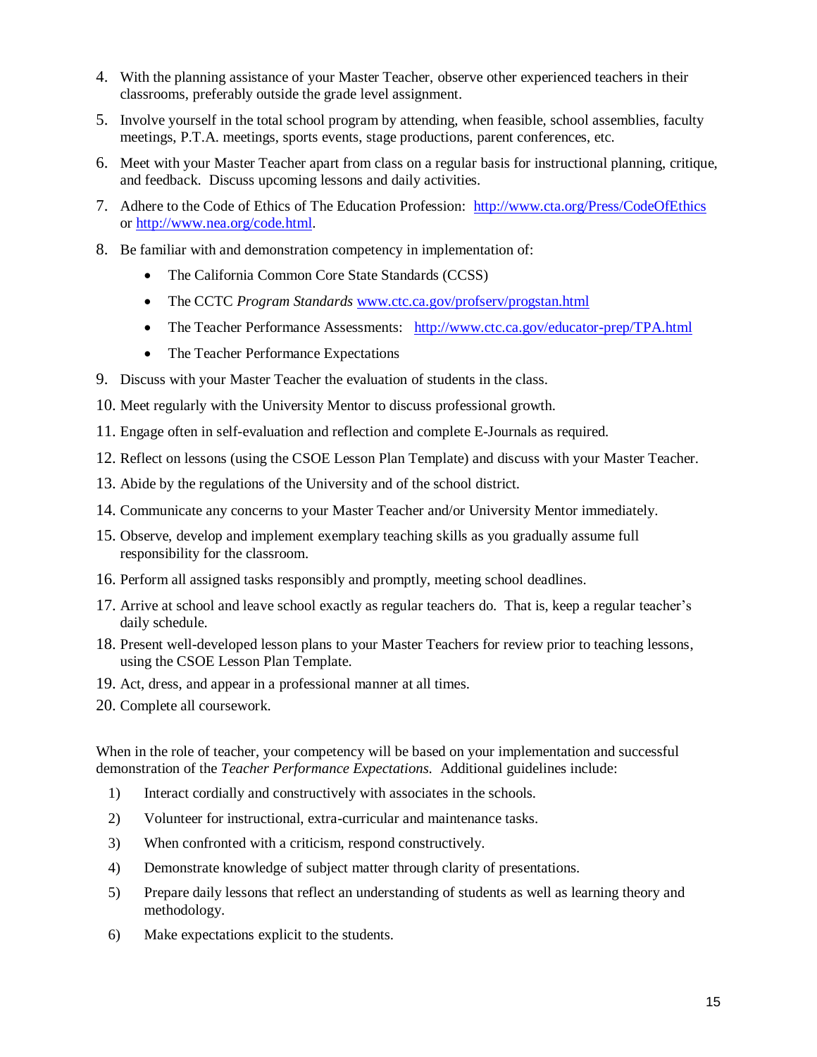4. With the planning assistance of your Master Teacher, observe other experienced teachers in their classrooms, preferably outside the grade level assignment.
5. Involve yourself in the total school program by attending, when feasible, school assemblies, faculty meetings, P.T.A. meetings, sports events, stage productions, parent conferences, etc.
6. Meet with your Master Teacher apart from class on a regular basis for instructional planning, critique, and feedback. Discuss upcoming lessons and daily activities.
7. Adhere to the Code of Ethics of The Education Profession: [http://www.cta.org/Press/CodeOfEthics](http://www.cta.org/Press/CodeOfEthics) or [http://www.nea.org/code.html](http://www.nea.org/code.html).
8. Be familiar with and demonstration competency in implementation of:
   - The California Common Core State Standards (CCSS)
   - The CCTC *Program Standards* [www.ctc.ca.gov/profserv/progstan.html](www.ctc.ca.gov/profserv/progstan.html)
   - The Teacher Performance Assessments: [http://www.ctc.ca.gov/educator-prep/TPA.html](http://www.ctc.ca.gov/educator-prep/TPA.html)
   - The Teacher Performance Expectations
9. Discuss with your Master Teacher the evaluation of students in the class.
10. Meet regularly with the University Mentor to discuss professional growth.
11. Engage often in self-evaluation and reflection and complete E-Journals as required.
12. Reflect on lessons (using the CSOE Lesson Plan Template) and discuss with your Master Teacher.
13. Abide by the regulations of the University and of the school district.
14. Communicate any concerns to your Master Teacher and/or University Mentor immediately.
15. Observe, develop and implement exemplary teaching skills as you gradually assume full responsibility for the classroom.
16. Perform all assigned tasks responsibly and promptly, meeting school deadlines.
17. Arrive at school and leave school exactly as regular teachers do. That is, keep a regular teacher's daily schedule.
18. Present well-developed lesson plans to your Master Teachers for review prior to teaching lessons, using the CSOE Lesson Plan Template.
19. Act, dress, and appear in a professional manner at all times.
20. Complete all coursework.

When in the role of teacher, your competency will be based on your implementation and successful demonstration of the *Teacher Performance Expectations.* Additional guidelines include:

1) Interact cordially and constructively with associates in the schools.
2) Volunteer for instructional, extra-curricular and maintenance tasks.
3) When confronted with a criticism, respond constructively.
4) Demonstrate knowledge of subject matter through clarity of presentations.
5) Prepare daily lessons that reflect an understanding of students as well as learning theory and methodology.
6) Make expectations explicit to the students.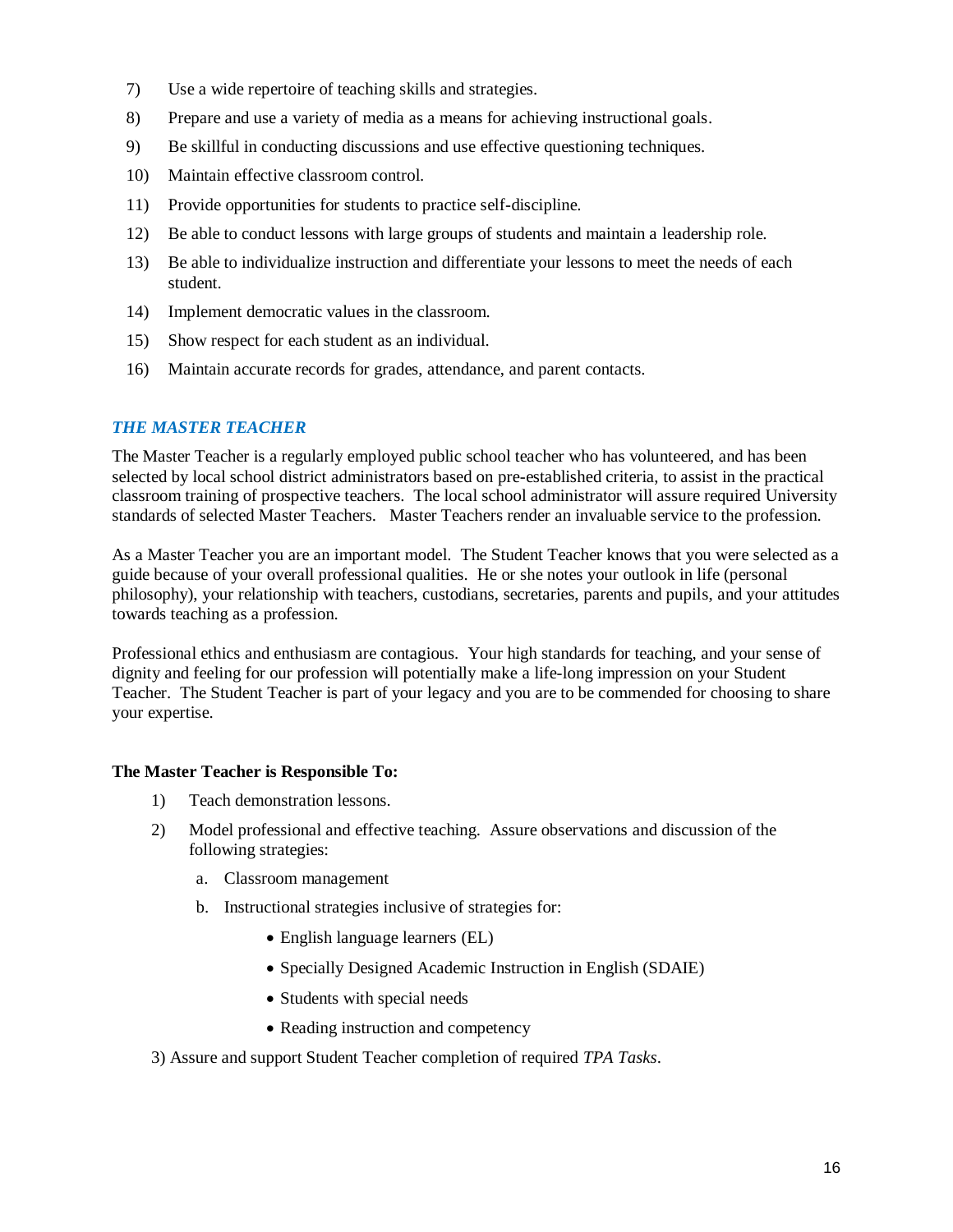7) Use a wide repertoire of teaching skills and strategies.
8) Prepare and use a variety of media as a means for achieving instructional goals.
9) Be skillful in conducting discussions and use effective questioning techniques.
10) Maintain effective classroom control.
11) Provide opportunities for students to practice self-discipline.
12) Be able to conduct lessons with large groups of students and maintain a leadership role.
13) Be able to individualize instruction and differentiate your lessons to meet the needs of each student.
14) Implement democratic values in the classroom.
15) Show respect for each student as an individual.
16) Maintain accurate records for grades, attendance, and parent contacts.

## *THE MASTER TEACHER*

The Master Teacher is a regularly employed public school teacher who has volunteered, and has been selected by local school district administrators based on pre-established criteria, to assist in the practical classroom training of prospective teachers. The local school administrator will assure required University standards of selected Master Teachers. Master Teachers render an invaluable service to the profession.

As a Master Teacher you are an important model. The Student Teacher knows that you were selected as a guide because of your overall professional qualities. He or she notes your outlook in life (personal philosophy), your relationship with teachers, custodians, secretaries, parents and pupils, and your attitudes towards teaching as a profession.

Professional ethics and enthusiasm are contagious. Your high standards for teaching, and your sense of dignity and feeling for our profession will potentially make a life-long impression on your Student Teacher. The Student Teacher is part of your legacy and you are to be commended for choosing to share your expertise.

**The Master Teacher is Responsible To:**

1) Teach demonstration lessons.
2) Model professional and effective teaching. Assure observations and discussion of the following strategies:
   a. Classroom management
   b. Instructional strategies inclusive of strategies for:
      - English language learners (EL)
      - Specially Designed Academic Instruction in English (SDAIE)
      - Students with special needs
      - Reading instruction and competency
3) Assure and support Student Teacher completion of required *TPA Tasks*.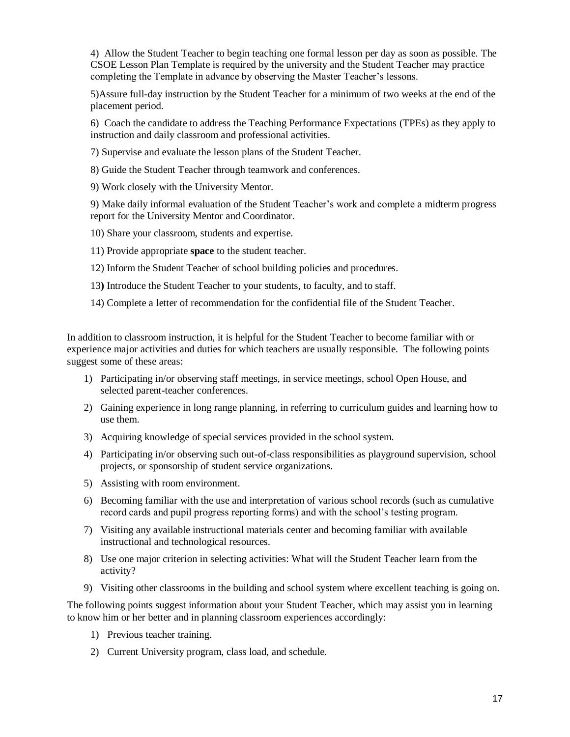4) Allow the Student Teacher to begin teaching one formal lesson per day as soon as possible. The CSOE Lesson Plan Template is required by the university and the Student Teacher may practice completing the Template in advance by observing the Master Teacher's lessons.

5)Assure full-day instruction by the Student Teacher for a minimum of two weeks at the end of the placement period.

6) Coach the candidate to address the Teaching Performance Expectations (TPEs) as they apply to instruction and daily classroom and professional activities.

7) Supervise and evaluate the lesson plans of the Student Teacher.

8) Guide the Student Teacher through teamwork and conferences.

9) Work closely with the University Mentor.

9) Make daily informal evaluation of the Student Teacher's work and complete a midterm progress report for the University Mentor and Coordinator.

10) Share your classroom, students and expertise.

11) Provide appropriate **space** to the student teacher.

12) Inform the Student Teacher of school building policies and procedures.

13**)** Introduce the Student Teacher to your students, to faculty, and to staff.

14) Complete a letter of recommendation for the confidential file of the Student Teacher.

In addition to classroom instruction, it is helpful for the Student Teacher to become familiar with or experience major activities and duties for which teachers are usually responsible. The following points suggest some of these areas:

1) Participating in/or observing staff meetings, in service meetings, school Open House, and selected parent-teacher conferences.
2) Gaining experience in long range planning, in referring to curriculum guides and learning how to use them.
3) Acquiring knowledge of special services provided in the school system.
4) Participating in/or observing such out-of-class responsibilities as playground supervision, school projects, or sponsorship of student service organizations.
5) Assisting with room environment.
6) Becoming familiar with the use and interpretation of various school records (such as cumulative record cards and pupil progress reporting forms) and with the school's testing program.
7) Visiting any available instructional materials center and becoming familiar with available instructional and technological resources.
8) Use one major criterion in selecting activities: What will the Student Teacher learn from the activity?
9) Visiting other classrooms in the building and school system where excellent teaching is going on.

The following points suggest information about your Student Teacher, which may assist you in learning to know him or her better and in planning classroom experiences accordingly:

1) Previous teacher training.
2) Current University program, class load, and schedule.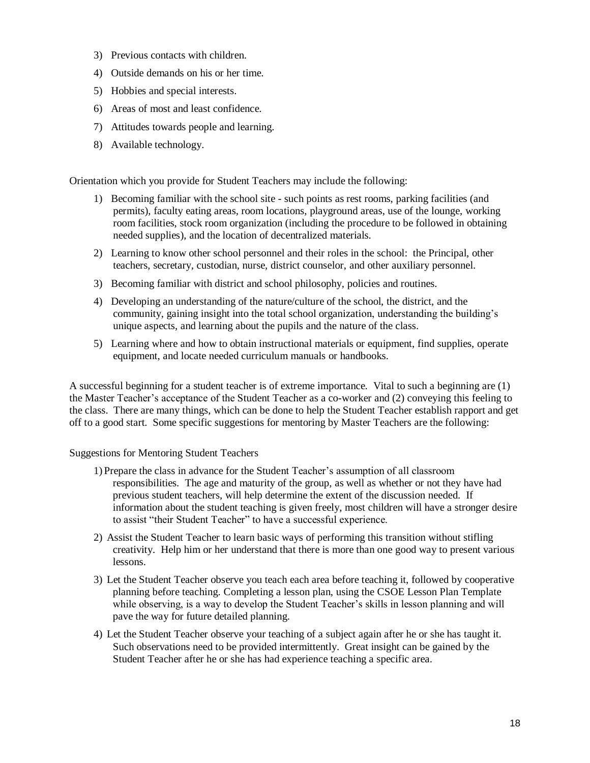3) Previous contacts with children.
4) Outside demands on his or her time.
5) Hobbies and special interests.
6) Areas of most and least confidence.
7) Attitudes towards people and learning.
8) Available technology.

Orientation which you provide for Student Teachers may include the following:

1) Becoming familiar with the school site - such points as rest rooms, parking facilities (and permits), faculty eating areas, room locations, playground areas, use of the lounge, working room facilities, stock room organization (including the procedure to be followed in obtaining needed supplies), and the location of decentralized materials.
2) Learning to know other school personnel and their roles in the school: the Principal, other teachers, secretary, custodian, nurse, district counselor, and other auxiliary personnel.
3) Becoming familiar with district and school philosophy, policies and routines.
4) Developing an understanding of the nature/culture of the school, the district, and the community, gaining insight into the total school organization, understanding the building's unique aspects, and learning about the pupils and the nature of the class.
5) Learning where and how to obtain instructional materials or equipment, find supplies, operate equipment, and locate needed curriculum manuals or handbooks.

A successful beginning for a student teacher is of extreme importance. Vital to such a beginning are (1) the Master Teacher's acceptance of the Student Teacher as a co-worker and (2) conveying this feeling to the class. There are many things, which can be done to help the Student Teacher establish rapport and get off to a good start. Some specific suggestions for mentoring by Master Teachers are the following:

Suggestions for Mentoring Student Teachers

1) Prepare the class in advance for the Student Teacher's assumption of all classroom responsibilities. The age and maturity of the group, as well as whether or not they have had previous student teachers, will help determine the extent of the discussion needed. If information about the student teaching is given freely, most children will have a stronger desire to assist "their Student Teacher" to have a successful experience.
2) Assist the Student Teacher to learn basic ways of performing this transition without stifling creativity. Help him or her understand that there is more than one good way to present various lessons.
3) Let the Student Teacher observe you teach each area before teaching it, followed by cooperative planning before teaching. Completing a lesson plan, using the CSOE Lesson Plan Template while observing, is a way to develop the Student Teacher's skills in lesson planning and will pave the way for future detailed planning.
4) Let the Student Teacher observe your teaching of a subject again after he or she has taught it. Such observations need to be provided intermittently. Great insight can be gained by the Student Teacher after he or she has had experience teaching a specific area.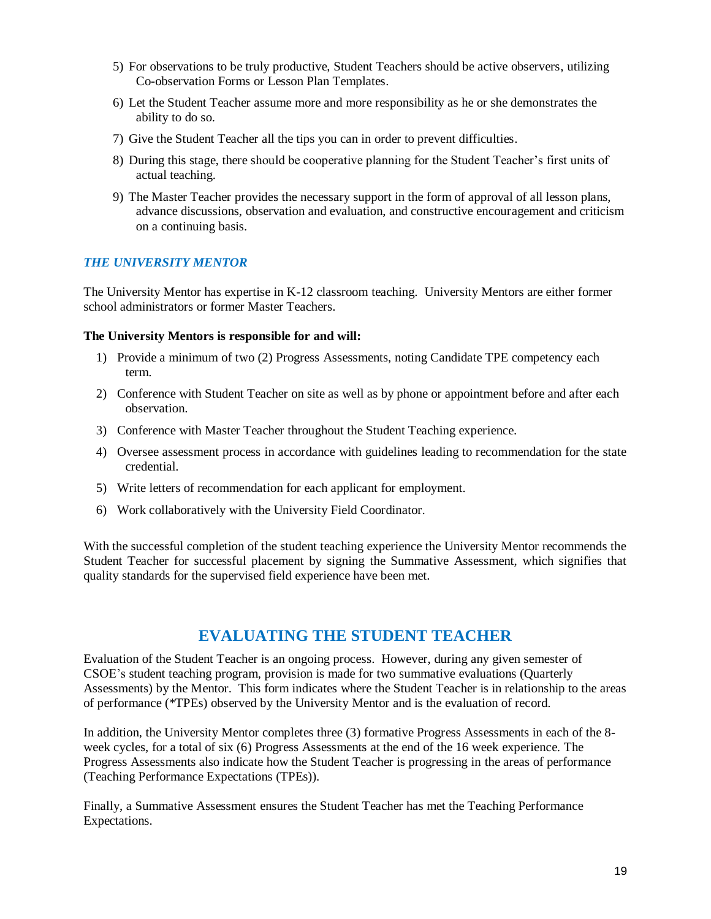5) For observations to be truly productive, Student Teachers should be active observers, utilizing Co-observation Forms or Lesson Plan Templates.
6) Let the Student Teacher assume more and more responsibility as he or she demonstrates the ability to do so.
7) Give the Student Teacher all the tips you can in order to prevent difficulties.
8) During this stage, there should be cooperative planning for the Student Teacher's first units of actual teaching.
9) The Master Teacher provides the necessary support in the form of approval of all lesson plans, advance discussions, observation and evaluation, and constructive encouragement and criticism on a continuing basis.

### *THE UNIVERSITY MENTOR*

The University Mentor has expertise in K-12 classroom teaching. University Mentors are either former school administrators or former Master Teachers.

**The University Mentors is responsible for and will:**

1) Provide a minimum of two (2) Progress Assessments, noting Candidate TPE competency each term.
2) Conference with Student Teacher on site as well as by phone or appointment before and after each observation.
3) Conference with Master Teacher throughout the Student Teaching experience.
4) Oversee assessment process in accordance with guidelines leading to recommendation for the state credential.
5) Write letters of recommendation for each applicant for employment.
6) Work collaboratively with the University Field Coordinator.

With the successful completion of the student teaching experience the University Mentor recommends the Student Teacher for successful placement by signing the Summative Assessment, which signifies that quality standards for the supervised field experience have been met.

## EVALUATING THE STUDENT TEACHER

Evaluation of the Student Teacher is an ongoing process. However, during any given semester of CSOE's student teaching program, provision is made for two summative evaluations (Quarterly Assessments) by the Mentor. This form indicates where the Student Teacher is in relationship to the areas of performance (*TPEs) observed by the University Mentor and is the evaluation of record.

In addition, the University Mentor completes three (3) formative Progress Assessments in each of the 8-week cycles, for a total of six (6) Progress Assessments at the end of the 16 week experience. The Progress Assessments also indicate how the Student Teacher is progressing in the areas of performance (Teaching Performance Expectations (TPEs)).

Finally, a Summative Assessment ensures the Student Teacher has met the Teaching Performance Expectations.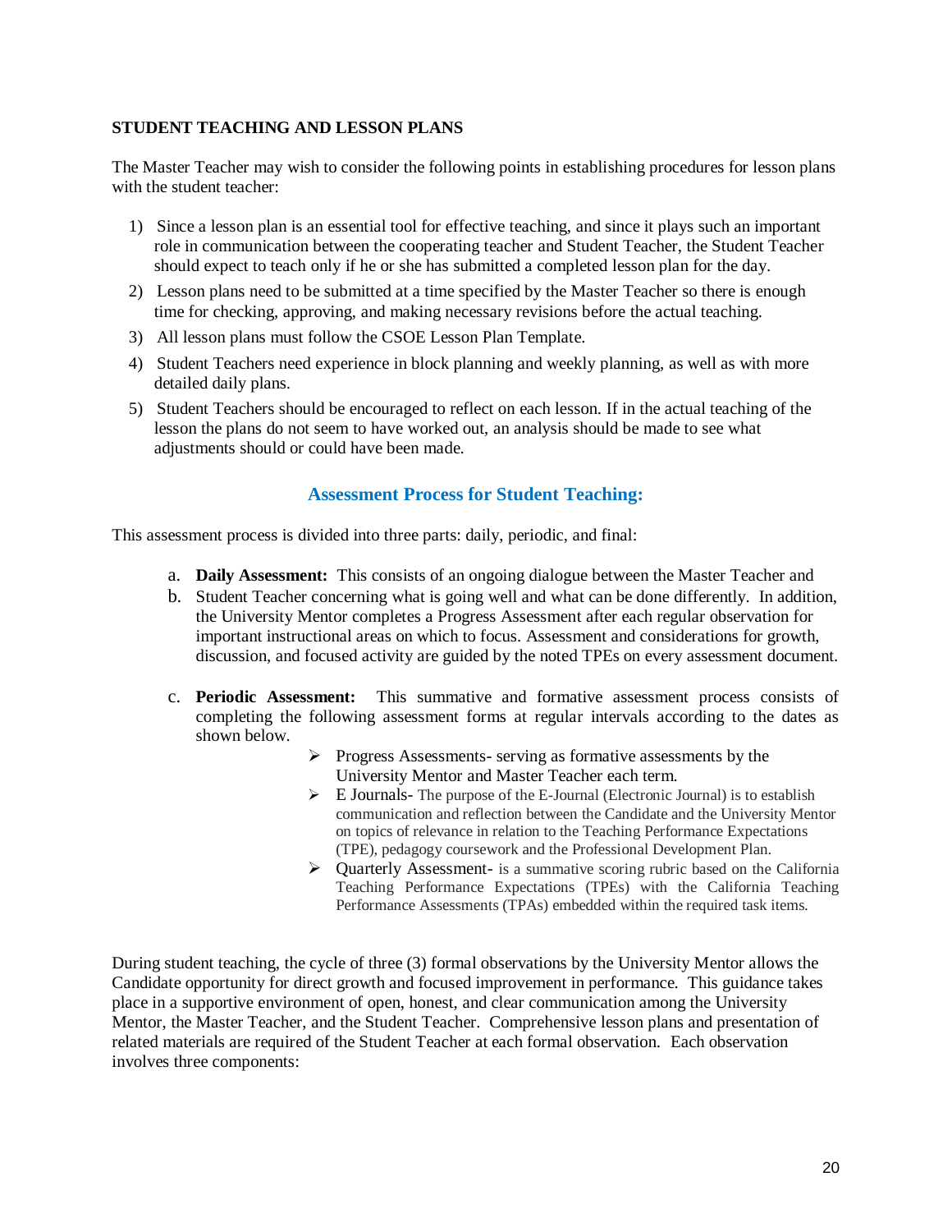**STUDENT TEACHING AND LESSON PLANS**

The Master Teacher may wish to consider the following points in establishing procedures for lesson plans with the student teacher:

1) Since a lesson plan is an essential tool for effective teaching, and since it plays such an important role in communication between the cooperating teacher and Student Teacher, the Student Teacher should expect to teach only if he or she has submitted a completed lesson plan for the day.
2) Lesson plans need to be submitted at a time specified by the Master Teacher so there is enough time for checking, approving, and making necessary revisions before the actual teaching.
3) All lesson plans must follow the CSOE Lesson Plan Template.
4) Student Teachers need experience in block planning and weekly planning, as well as with more detailed daily plans.
5) Student Teachers should be encouraged to reflect on each lesson. If in the actual teaching of the lesson the plans do not seem to have worked out, an analysis should be made to see what adjustments should or could have been made.

## Assessment Process for Student Teaching:

This assessment process is divided into three parts: daily, periodic, and final:

a. **Daily Assessment:** This consists of an ongoing dialogue between the Master Teacher and
b. Student Teacher concerning what is going well and what can be done differently. In addition, the University Mentor completes a Progress Assessment after each regular observation for important instructional areas on which to focus. Assessment and considerations for growth, discussion, and focused activity are guided by the noted TPEs on every assessment document.

c. **Periodic Assessment:** This summative and formative assessment process consists of completing the following assessment forms at regular intervals according to the dates as shown below.
   - Progress Assessments- serving as formative assessments by the University Mentor and Master Teacher each term.
   - E Journals- The purpose of the E-Journal (Electronic Journal) is to establish communication and reflection between the Candidate and the University Mentor on topics of relevance in relation to the Teaching Performance Expectations (TPE), pedagogy coursework and the Professional Development Plan.
   - Quarterly Assessment- is a summative scoring rubric based on the California Teaching Performance Expectations (TPEs) with the California Teaching Performance Assessments (TPAs) embedded within the required task items.

During student teaching, the cycle of three (3) formal observations by the University Mentor allows the Candidate opportunity for direct growth and focused improvement in performance. This guidance takes place in a supportive environment of open, honest, and clear communication among the University Mentor, the Master Teacher, and the Student Teacher. Comprehensive lesson plans and presentation of related materials are required of the Student Teacher at each formal observation. Each observation involves three components: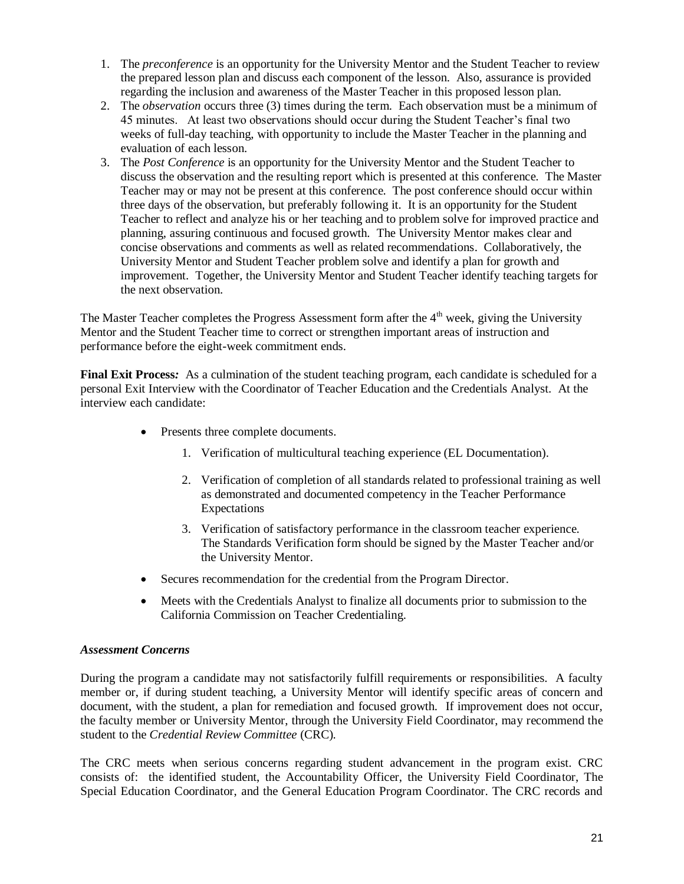1. The *preconference* is an opportunity for the University Mentor and the Student Teacher to review the prepared lesson plan and discuss each component of the lesson. Also, assurance is provided regarding the inclusion and awareness of the Master Teacher in this proposed lesson plan.
2. The *observation* occurs three (3) times during the term. Each observation must be a minimum of 45 minutes. At least two observations should occur during the Student Teacher's final two weeks of full-day teaching, with opportunity to include the Master Teacher in the planning and evaluation of each lesson.
3. The *Post Conference* is an opportunity for the University Mentor and the Student Teacher to discuss the observation and the resulting report which is presented at this conference. The Master Teacher may or may not be present at this conference. The post conference should occur within three days of the observation, but preferably following it. It is an opportunity for the Student Teacher to reflect and analyze his or her teaching and to problem solve for improved practice and planning, assuring continuous and focused growth. The University Mentor makes clear and concise observations and comments as well as related recommendations. Collaboratively, the University Mentor and Student Teacher problem solve and identify a plan for growth and improvement. Together, the University Mentor and Student Teacher identify teaching targets for the next observation.

The Master Teacher completes the Progress Assessment form after the 4th week, giving the University Mentor and the Student Teacher time to correct or strengthen important areas of instruction and performance before the eight-week commitment ends.

**Final Exit Process***:* As a culmination of the student teaching program, each candidate is scheduled for a personal Exit Interview with the Coordinator of Teacher Education and the Credentials Analyst. At the interview each candidate:

- Presents three complete documents.
  1. Verification of multicultural teaching experience (EL Documentation).
  2. Verification of completion of all standards related to professional training as well as demonstrated and documented competency in the Teacher Performance Expectations
  3. Verification of satisfactory performance in the classroom teacher experience. The Standards Verification form should be signed by the Master Teacher and/or the University Mentor.
- Secures recommendation for the credential from the Program Director.
- Meets with the Credentials Analyst to finalize all documents prior to submission to the California Commission on Teacher Credentialing.

***Assessment Concerns***

During the program a candidate may not satisfactorily fulfill requirements or responsibilities. A faculty member or, if during student teaching, a University Mentor will identify specific areas of concern and document, with the student, a plan for remediation and focused growth. If improvement does not occur, the faculty member or University Mentor, through the University Field Coordinator, may recommend the student to the *Credential Review Committee* (CRC).

The CRC meets when serious concerns regarding student advancement in the program exist. CRC consists of: the identified student, the Accountability Officer, the University Field Coordinator, The Special Education Coordinator, and the General Education Program Coordinator. The CRC records and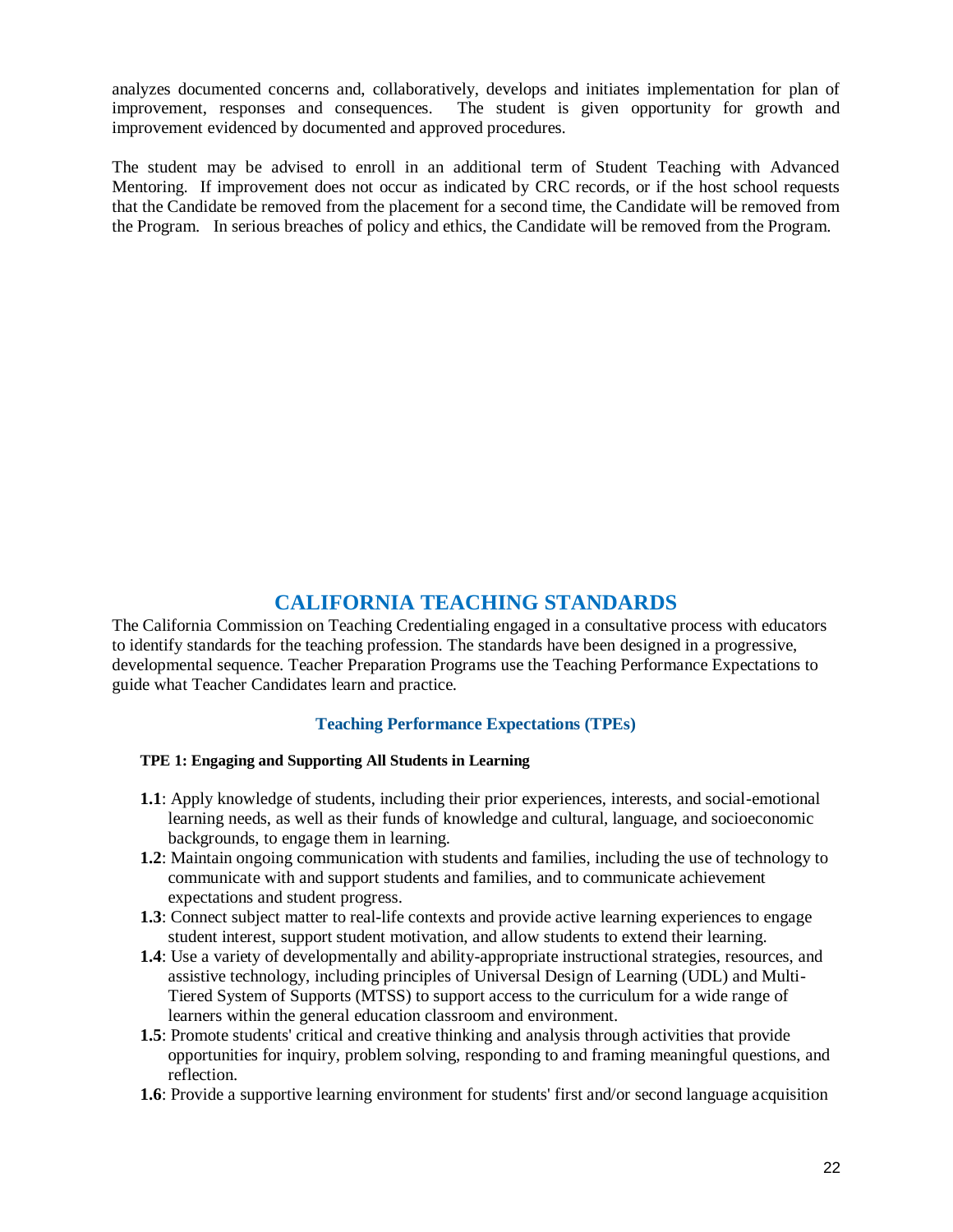analyzes documented concerns and, collaboratively, develops and initiates implementation for plan of improvement, responses and consequences. The student is given opportunity for growth and improvement evidenced by documented and approved procedures.

The student may be advised to enroll in an additional term of Student Teaching with Advanced Mentoring. If improvement does not occur as indicated by CRC records, or if the host school requests that the Candidate be removed from the placement for a second time, the Candidate will be removed from the Program. In serious breaches of policy and ethics, the Candidate will be removed from the Program.

# CALIFORNIA TEACHING STANDARDS

The California Commission on Teaching Credentialing engaged in a consultative process with educators to identify standards for the teaching profession. The standards have been designed in a progressive, developmental sequence. Teacher Preparation Programs use the Teaching Performance Expectations to guide what Teacher Candidates learn and practice.

## Teaching Performance Expectations (TPEs)

**TPE 1: Engaging and Supporting All Students in Learning**

- **1.1**: Apply knowledge of students, including their prior experiences, interests, and social-emotional learning needs, as well as their funds of knowledge and cultural, language, and socioeconomic backgrounds, to engage them in learning.
- **1.2**: Maintain ongoing communication with students and families, including the use of technology to communicate with and support students and families, and to communicate achievement expectations and student progress.
- **1.3**: Connect subject matter to real-life contexts and provide active learning experiences to engage student interest, support student motivation, and allow students to extend their learning.
- **1.4**: Use a variety of developmentally and ability-appropriate instructional strategies, resources, and assistive technology, including principles of Universal Design of Learning (UDL) and Multi-Tiered System of Supports (MTSS) to support access to the curriculum for a wide range of learners within the general education classroom and environment.
- **1.5**: Promote students' critical and creative thinking and analysis through activities that provide opportunities for inquiry, problem solving, responding to and framing meaningful questions, and reflection.
- **1.6**: Provide a supportive learning environment for students' first and/or second language acquisition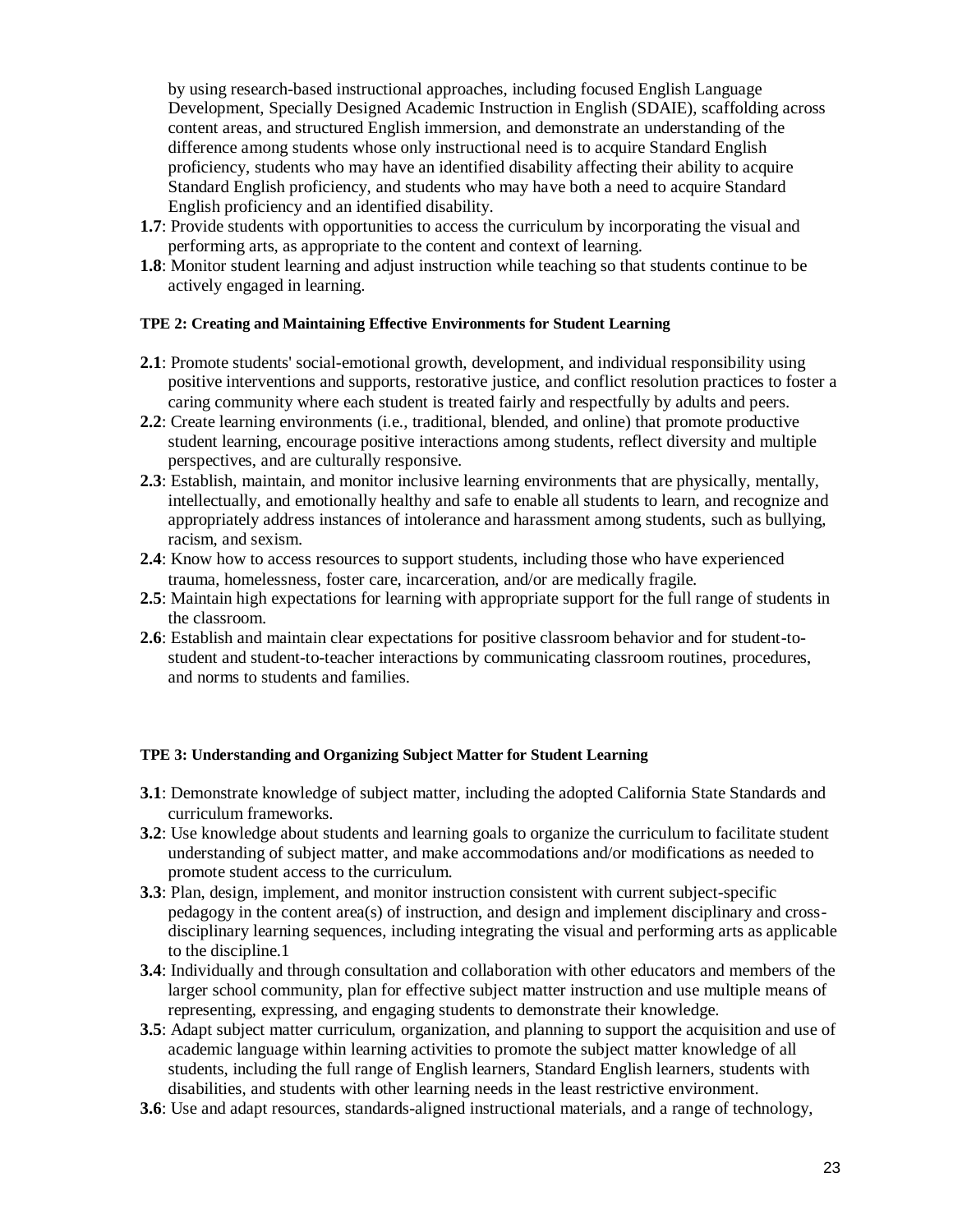by using research-based instructional approaches, including focused English Language Development, Specially Designed Academic Instruction in English (SDAIE), scaffolding across content areas, and structured English immersion, and demonstrate an understanding of the difference among students whose only instructional need is to acquire Standard English proficiency, students who may have an identified disability affecting their ability to acquire Standard English proficiency, and students who may have both a need to acquire Standard English proficiency and an identified disability.

**1.7**: Provide students with opportunities to access the curriculum by incorporating the visual and performing arts, as appropriate to the content and context of learning.

**1.8**: Monitor student learning and adjust instruction while teaching so that students continue to be actively engaged in learning.

#### TPE 2: Creating and Maintaining Effective Environments for Student Learning

**2.1**: Promote students' social-emotional growth, development, and individual responsibility using positive interventions and supports, restorative justice, and conflict resolution practices to foster a caring community where each student is treated fairly and respectfully by adults and peers.

**2.2**: Create learning environments (i.e., traditional, blended, and online) that promote productive student learning, encourage positive interactions among students, reflect diversity and multiple perspectives, and are culturally responsive.

**2.3**: Establish, maintain, and monitor inclusive learning environments that are physically, mentally, intellectually, and emotionally healthy and safe to enable all students to learn, and recognize and appropriately address instances of intolerance and harassment among students, such as bullying, racism, and sexism.

**2.4**: Know how to access resources to support students, including those who have experienced trauma, homelessness, foster care, incarceration, and/or are medically fragile.

**2.5**: Maintain high expectations for learning with appropriate support for the full range of students in the classroom.

**2.6**: Establish and maintain clear expectations for positive classroom behavior and for student-to-student and student-to-teacher interactions by communicating classroom routines, procedures, and norms to students and families.

#### TPE 3: Understanding and Organizing Subject Matter for Student Learning

**3.1**: Demonstrate knowledge of subject matter, including the adopted California State Standards and curriculum frameworks.

**3.2**: Use knowledge about students and learning goals to organize the curriculum to facilitate student understanding of subject matter, and make accommodations and/or modifications as needed to promote student access to the curriculum.

**3.3**: Plan, design, implement, and monitor instruction consistent with current subject-specific pedagogy in the content area(s) of instruction, and design and implement disciplinary and cross-disciplinary learning sequences, including integrating the visual and performing arts as applicable to the discipline.1

**3.4**: Individually and through consultation and collaboration with other educators and members of the larger school community, plan for effective subject matter instruction and use multiple means of representing, expressing, and engaging students to demonstrate their knowledge.

**3.5**: Adapt subject matter curriculum, organization, and planning to support the acquisition and use of academic language within learning activities to promote the subject matter knowledge of all students, including the full range of English learners, Standard English learners, students with disabilities, and students with other learning needs in the least restrictive environment.

**3.6**: Use and adapt resources, standards-aligned instructional materials, and a range of technology,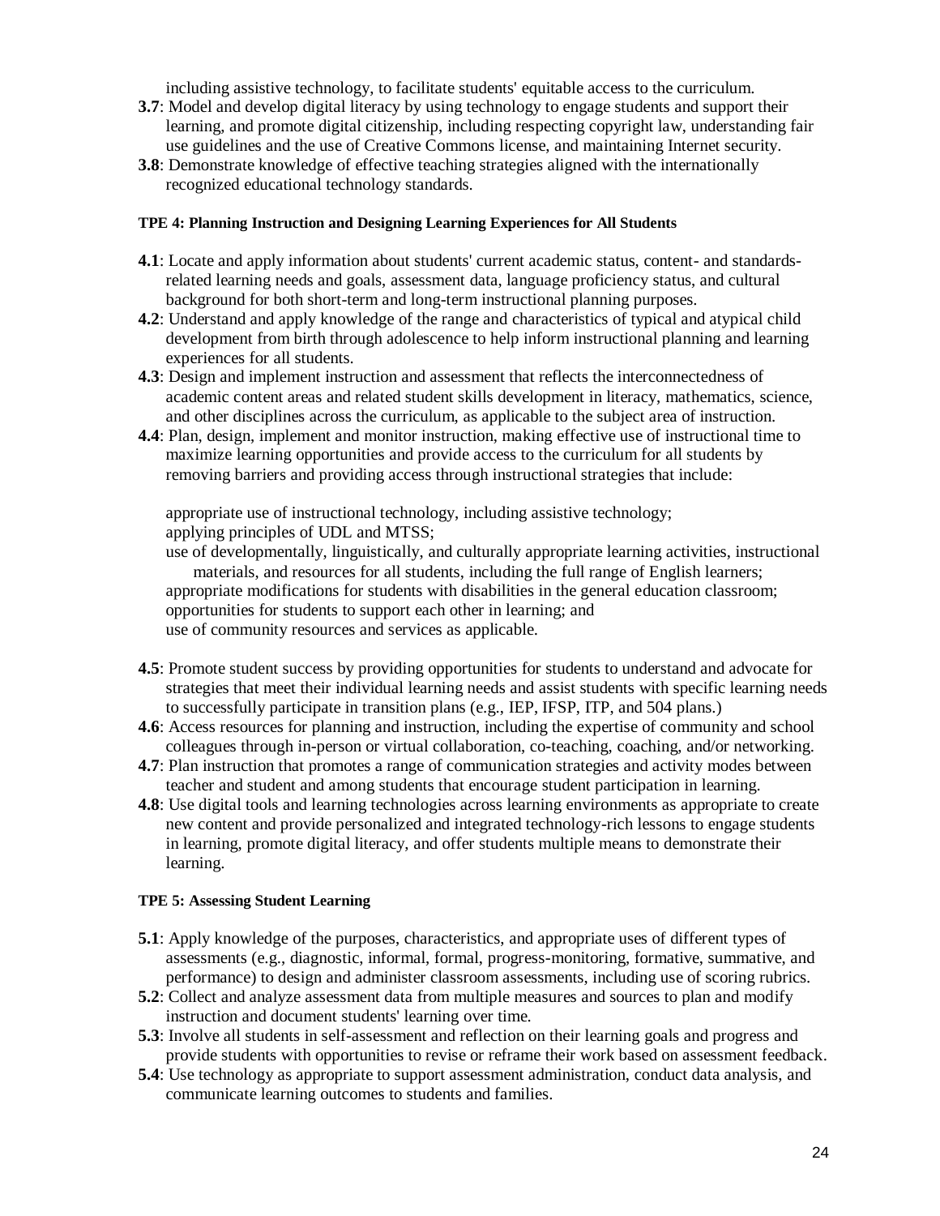including assistive technology, to facilitate students' equitable access to the curriculum.

**3.7**: Model and develop digital literacy by using technology to engage students and support their learning, and promote digital citizenship, including respecting copyright law, understanding fair use guidelines and the use of Creative Commons license, and maintaining Internet security.

**3.8**: Demonstrate knowledge of effective teaching strategies aligned with the internationally recognized educational technology standards.

#### TPE 4: Planning Instruction and Designing Learning Experiences for All Students

**4.1**: Locate and apply information about students' current academic status, content- and standards-related learning needs and goals, assessment data, language proficiency status, and cultural background for both short-term and long-term instructional planning purposes.

**4.2**: Understand and apply knowledge of the range and characteristics of typical and atypical child development from birth through adolescence to help inform instructional planning and learning experiences for all students.

**4.3**: Design and implement instruction and assessment that reflects the interconnectedness of academic content areas and related student skills development in literacy, mathematics, science, and other disciplines across the curriculum, as applicable to the subject area of instruction.

**4.4**: Plan, design, implement and monitor instruction, making effective use of instructional time to maximize learning opportunities and provide access to the curriculum for all students by removing barriers and providing access through instructional strategies that include:

appropriate use of instructional technology, including assistive technology;
applying principles of UDL and MTSS;
use of developmentally, linguistically, and culturally appropriate learning activities, instructional materials, and resources for all students, including the full range of English learners;
appropriate modifications for students with disabilities in the general education classroom;
opportunities for students to support each other in learning; and
use of community resources and services as applicable.

**4.5**: Promote student success by providing opportunities for students to understand and advocate for strategies that meet their individual learning needs and assist students with specific learning needs to successfully participate in transition plans (e.g., IEP, IFSP, ITP, and 504 plans.)

**4.6**: Access resources for planning and instruction, including the expertise of community and school colleagues through in-person or virtual collaboration, co-teaching, coaching, and/or networking.

**4.7**: Plan instruction that promotes a range of communication strategies and activity modes between teacher and student and among students that encourage student participation in learning.

**4.8**: Use digital tools and learning technologies across learning environments as appropriate to create new content and provide personalized and integrated technology-rich lessons to engage students in learning, promote digital literacy, and offer students multiple means to demonstrate their learning.

#### TPE 5: Assessing Student Learning

**5.1**: Apply knowledge of the purposes, characteristics, and appropriate uses of different types of assessments (e.g., diagnostic, informal, formal, progress-monitoring, formative, summative, and performance) to design and administer classroom assessments, including use of scoring rubrics.

**5.2**: Collect and analyze assessment data from multiple measures and sources to plan and modify instruction and document students' learning over time.

**5.3**: Involve all students in self-assessment and reflection on their learning goals and progress and provide students with opportunities to revise or reframe their work based on assessment feedback.

**5.4**: Use technology as appropriate to support assessment administration, conduct data analysis, and communicate learning outcomes to students and families.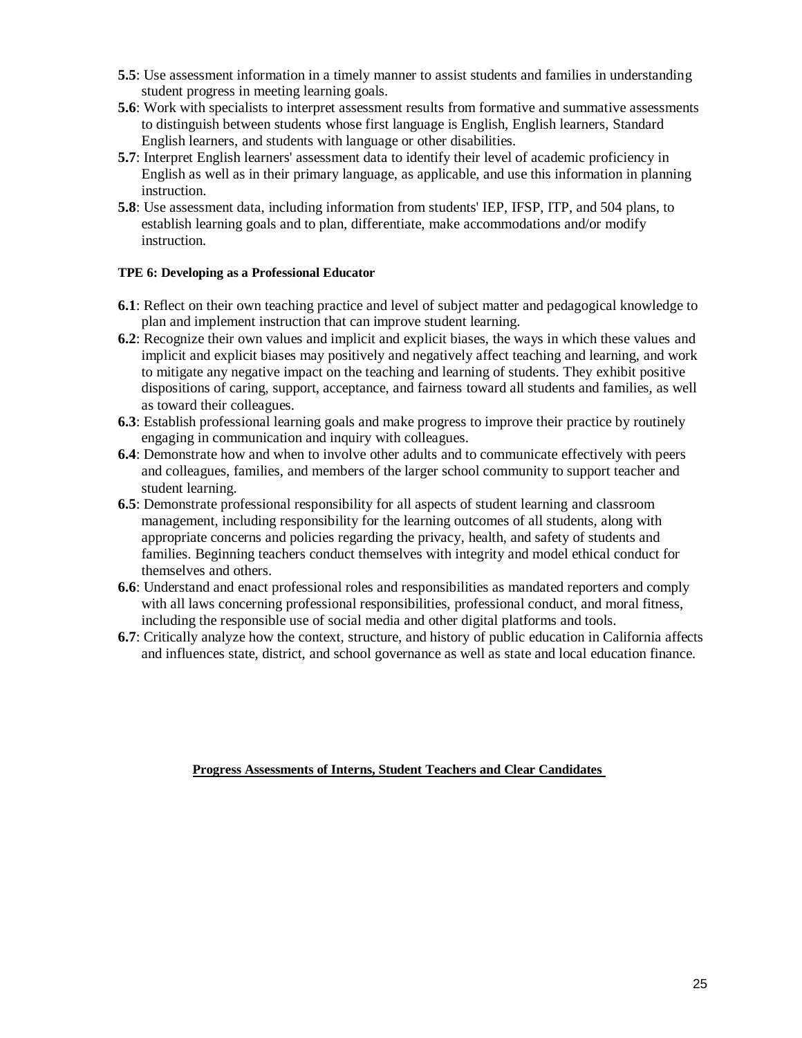- **5.5**: Use assessment information in a timely manner to assist students and families in understanding student progress in meeting learning goals.
- **5.6**: Work with specialists to interpret assessment results from formative and summative assessments to distinguish between students whose first language is English, English learners, Standard English learners, and students with language or other disabilities.
- **5.7**: Interpret English learners' assessment data to identify their level of academic proficiency in English as well as in their primary language, as applicable, and use this information in planning instruction.
- **5.8**: Use assessment data, including information from students' IEP, IFSP, ITP, and 504 plans, to establish learning goals and to plan, differentiate, make accommodations and/or modify instruction.

#### TPE 6: Developing as a Professional Educator

- **6.1**: Reflect on their own teaching practice and level of subject matter and pedagogical knowledge to plan and implement instruction that can improve student learning.
- **6.2**: Recognize their own values and implicit and explicit biases, the ways in which these values and implicit and explicit biases may positively and negatively affect teaching and learning, and work to mitigate any negative impact on the teaching and learning of students. They exhibit positive dispositions of caring, support, acceptance, and fairness toward all students and families, as well as toward their colleagues.
- **6.3**: Establish professional learning goals and make progress to improve their practice by routinely engaging in communication and inquiry with colleagues.
- **6.4**: Demonstrate how and when to involve other adults and to communicate effectively with peers and colleagues, families, and members of the larger school community to support teacher and student learning.
- **6.5**: Demonstrate professional responsibility for all aspects of student learning and classroom management, including responsibility for the learning outcomes of all students, along with appropriate concerns and policies regarding the privacy, health, and safety of students and families. Beginning teachers conduct themselves with integrity and model ethical conduct for themselves and others.
- **6.6**: Understand and enact professional roles and responsibilities as mandated reporters and comply with all laws concerning professional responsibilities, professional conduct, and moral fitness, including the responsible use of social media and other digital platforms and tools.
- **6.7**: Critically analyze how the context, structure, and history of public education in California affects and influences state, district, and school governance as well as state and local education finance.

## **Progress Assessments of Interns, Student Teachers and Clear Candidates**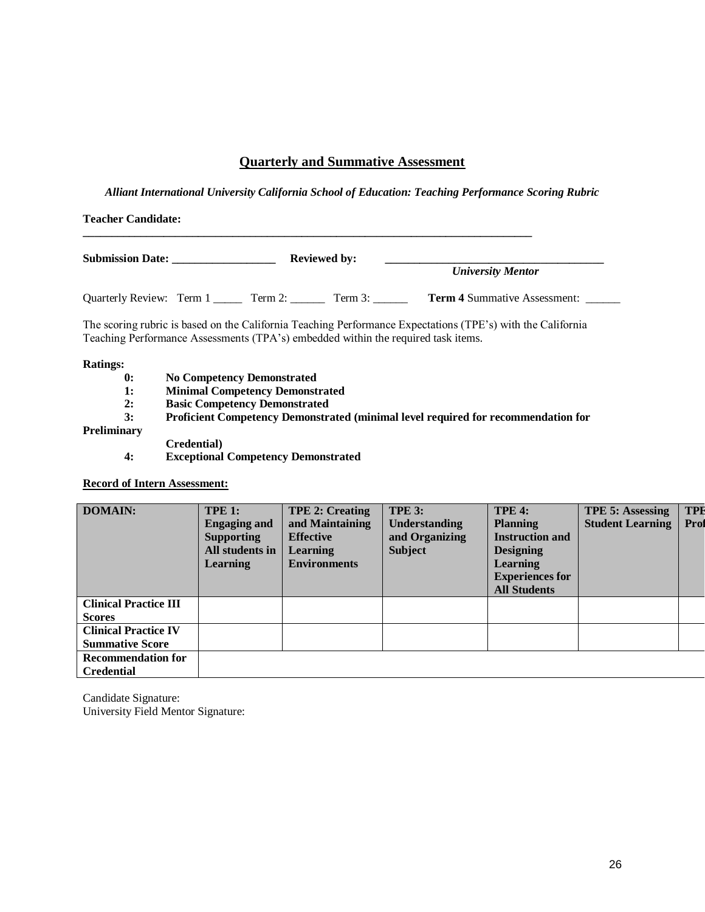## Quarterly and Summative Assessment

***Alliant International University California School of Education: Teaching Performance Scoring Rubric***

**Teacher Candidate:** ________________________________________________________________________________

**Submission Date:** __________________ **Reviewed by:** ______________________________________
*University Mentor*

Quarterly Review: Term 1 _____ Term 2: ______ Term 3: ______ **Term 4** Summative Assessment: ______

The scoring rubric is based on the California Teaching Performance Expectations (TPE's) with the California Teaching Performance Assessments (TPA's) embedded within the required task items.

**Ratings:**

- **0: No Competency Demonstrated**
- **1: Minimal Competency Demonstrated**
- **2: Basic Competency Demonstrated**
- **3: Proficient Competency Demonstrated (minimal level required for recommendation for Preliminary Credential)**
- **4: Exceptional Competency Demonstrated**

**Record of Intern Assessment:**

| DOMAIN: | TPE 1: Engaging and Supporting All students in Learning | TPE 2: Creating and Maintaining Effective Learning Environments | TPE 3: Understanding and Organizing Subject | TPE 4: Planning Instruction and Designing Learning Experiences for All Students | TPE 5: Assessing Student Learning | TPE Prof |
|---|---|---|---|---|---|---|
| **Clinical Practice III Scores** | | | | | | |
| **Clinical Practice IV Summative Score** | | | | | | |
| **Recommendation for Credential** | | | | | | |

Candidate Signature:
University Field Mentor Signature: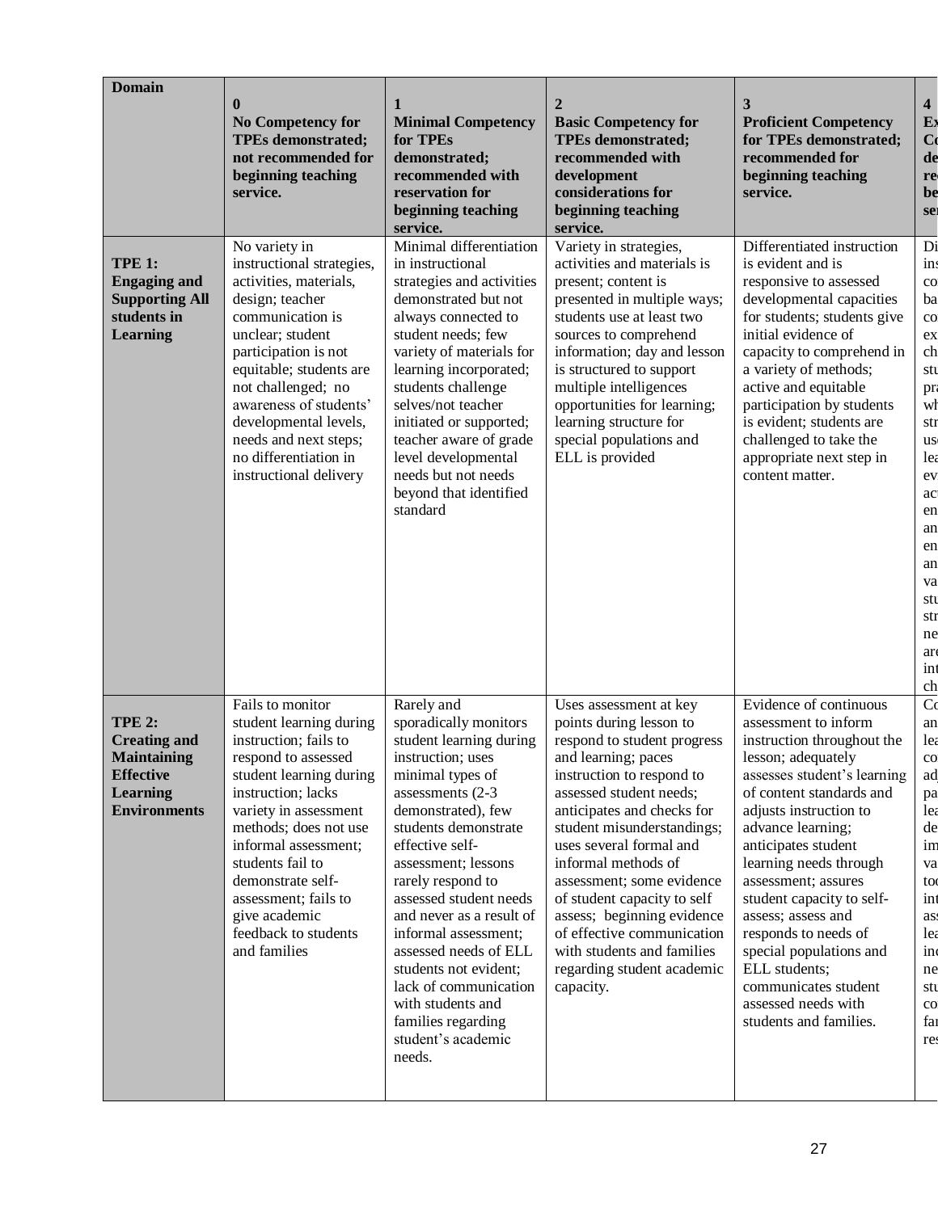| Domain | 0<br>No Competency for TPEs demonstrated; not recommended for beginning teaching service. | 1<br>Minimal Competency for TPEs demonstrated; recommended with reservation for beginning teaching service. | 2<br>Basic Competency for TPEs demonstrated; recommended with development considerations for beginning teaching service. | 3<br>Proficient Competency for TPEs demonstrated; recommended for beginning teaching service. | 4<br>Ex<br>Co<br>de<br>re<br>be<br>se |
|---|---|---|---|---|---|
| **TPE 1: Engaging and Supporting All students in Learning** | No variety in instructional strategies, activities, materials, design; teacher communication is unclear; student participation is not equitable; students are not challenged; no awareness of students' developmental levels, needs and next steps; no differentiation in instructional delivery | Minimal differentiation in instructional strategies and activities demonstrated but not always connected to student needs; few variety of materials for learning incorporated; students challenge selves/not teacher initiated or supported; teacher aware of grade level developmental needs but not needs beyond that identified standard | Variety in strategies, activities and materials is present; content is presented in multiple ways; students use at least two sources to comprehend information; day and lesson is structured to support multiple intelligences opportunities for learning; learning structure for special populations and ELL is provided | Differentiated instruction is evident and is responsive to assessed developmental capacities for students; students give initial evidence of capacity to comprehend in a variety of methods; active and equitable participation by students is evident; students are challenged to take the appropriate next step in content matter. | Di ins co ba co ex ch stu pr wh str us lea ev ac en an en an va stu str ne ar int ch |
| **TPE 2: Creating and Maintaining Effective Learning Environments** | Fails to monitor student learning during instruction; fails to respond to assessed student learning during instruction; lacks variety in assessment methods; does not use informal assessment; students fail to demonstrate self-assessment; fails to give academic feedback to students and families | Rarely and sporadically monitors student learning during instruction; uses minimal types of assessments (2-3 demonstrated), few students demonstrate effective self-assessment; lessons rarely respond to assessed student needs and never as a result of informal assessment; assessed needs of ELL students not evident; lack of communication with students and families regarding student's academic needs. | Uses assessment at key points during lesson to respond to student progress and learning; paces instruction to respond to assessed student needs; anticipates and checks for student misunderstandings; uses several formal and informal methods of assessment; some evidence of student capacity to self assess; beginning evidence of effective communication with students and families regarding student academic capacity. | Evidence of continuous assessment to inform instruction throughout the lesson; adequately assesses student's learning of content standards and adjusts instruction to advance learning; anticipates student learning needs through assessment; assures student capacity to self-assess; assess and responds to needs of special populations and ELL students; communicates student assessed needs with students and families. | Co an lea co ad pa lea de im va to int as lea in ne stu co fa re |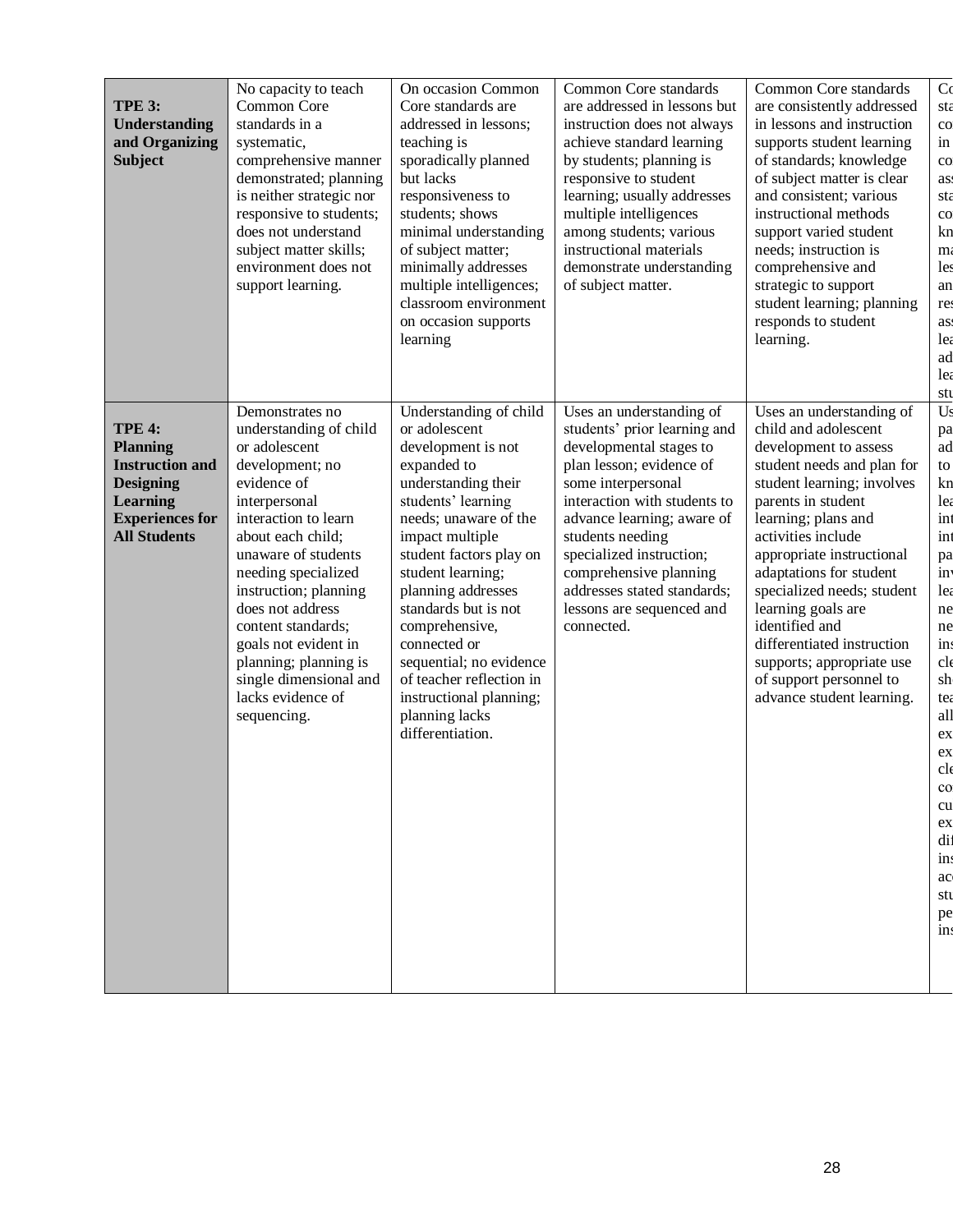| | | | | | |
|---|---|---|---|---|---|
| **TPE 3: Understanding and Organizing Subject** | No capacity to teach Common Core standards in a systematic, comprehensive manner demonstrated; planning is neither strategic nor responsive to students; does not understand subject matter skills; environment does not support learning. | On occasion Common Core standards are addressed in lessons; teaching is sporadically planned but lacks responsiveness to students; shows minimal understanding of subject matter; minimally addresses multiple intelligences; classroom environment on occasion supports learning | Common Core standards are addressed in lessons but instruction does not always achieve standard learning by students; planning is responsive to student learning; usually addresses multiple intelligences among students; various instructional materials demonstrate understanding of subject matter. | Common Core standards are consistently addressed in lessons and instruction supports student learning of standards; knowledge of subject matter is clear and consistent; various instructional methods support varied student needs; instruction is comprehensive and strategic to support student learning; planning responds to student learning. | Co sta co in co as sta co kn ma les an res as lea ad lea stu |
| **TPE 4: Planning Instruction and Designing Learning Experiences for All Students** | Demonstrates no understanding of child or adolescent development; no evidence of interpersonal interaction to learn about each child; unaware of students needing specialized instruction; planning does not address content standards; goals not evident in planning; planning is single dimensional and lacks evidence of sequencing. | Understanding of child or adolescent development is not expanded to understanding their students' learning needs; unaware of the impact multiple student factors play on student learning; planning addresses standards but is not comprehensive, connected or sequential; no evidence of teacher reflection in instructional planning; planning lacks differentiation. | Uses an understanding of students' prior learning and developmental stages to plan lesson; evidence of some interpersonal interaction with students to advance learning; aware of students needing specialized instruction; comprehensive planning addresses stated standards; lessons are sequenced and connected. | Uses an understanding of child and adolescent development to assess student needs and plan for student learning; involves parents in student learning; plans and activities include appropriate instructional adaptations for student specialized needs; student learning goals are identified and differentiated instruction supports; appropriate use of support personnel to advance student learning. | Us pa ad to kn lea int int pa inv lea ne ne ins cle sh tea all ex ex cle co cu ex dif ins ac stu pe ins |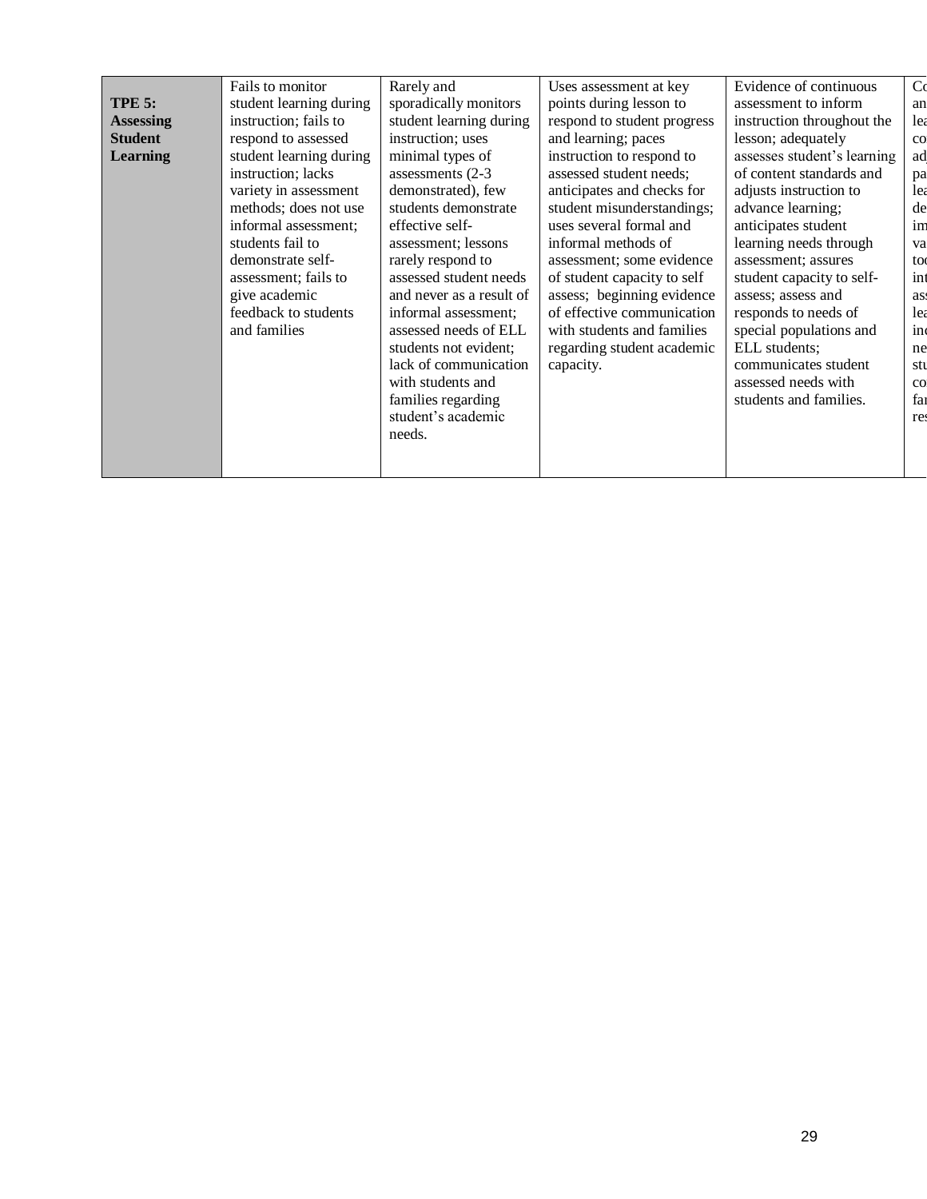| **TPE 5: Assessing Student Learning** | Fails to monitor student learning during instruction; fails to respond to assessed student learning during instruction; lacks variety in assessment methods; does not use informal assessment; students fail to demonstrate self-assessment; fails to give academic feedback to students and families | Rarely and sporadically monitors student learning during instruction; uses minimal types of assessments (2-3 demonstrated), few students demonstrate effective self-assessment; lessons rarely respond to assessed student needs and never as a result of informal assessment; assessed needs of ELL students not evident; lack of communication with students and families regarding student's academic needs. | Uses assessment at key points during lesson to respond to student progress and learning; paces instruction to respond to assessed student needs; anticipates and checks for student misunderstandings; uses several formal and informal methods of assessment; some evidence of student capacity to self assess; beginning evidence of effective communication with students and families regarding student academic capacity. | Evidence of continuous assessment to inform instruction throughout the lesson; adequately assesses student's learning of content standards and adjusts instruction to advance learning; anticipates student learning needs through assessment; assures student capacity to self-assess; assess and responds to needs of special populations and ELL students; communicates student assessed needs with students and families. | Co an lea co ad pa lea de im va too int as lea in ne stu co fa re |
|---|---|---|---|---|---|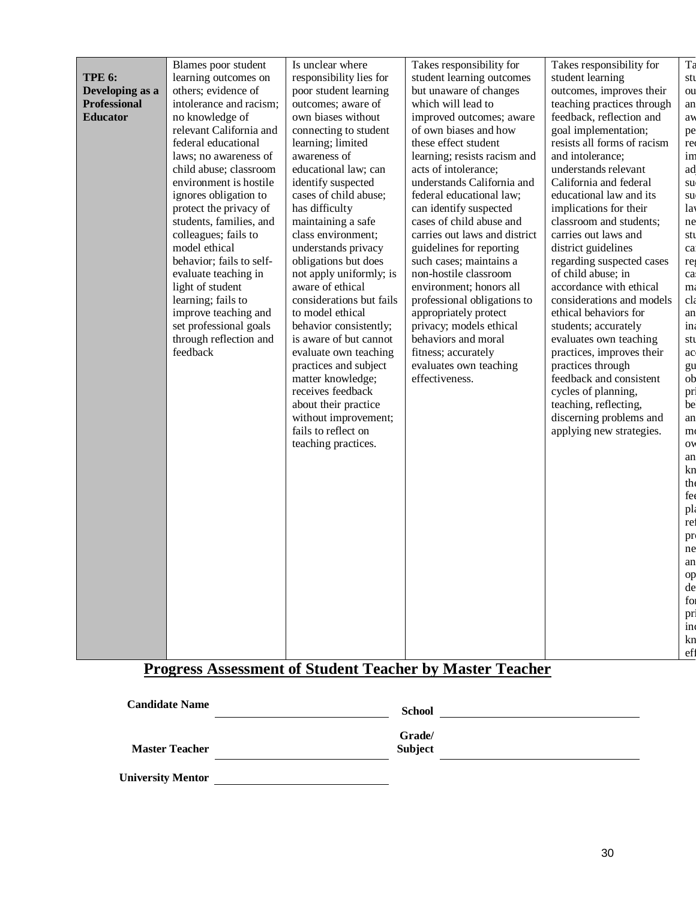| TPE 6: Developing as a Professional Educator | Blames poor student learning outcomes on others; evidence of intolerance and racism; no knowledge of relevant California and federal educational laws; no awareness of child abuse; classroom environment is hostile ignores obligation to protect the privacy of students, families, and colleagues; fails to model ethical behavior; fails to self-evaluate teaching in light of student learning; fails to improve teaching and set professional goals through reflection and feedback | Is unclear where responsibility lies for poor student learning outcomes; aware of own biases without connecting to student learning; limited awareness of educational law; can identify suspected cases of child abuse; has difficulty maintaining a safe class environment; understands privacy obligations but does not apply uniformly; is aware of ethical considerations but fails to model ethical behavior consistently; is aware of but cannot evaluate own teaching practices and subject matter knowledge; receives feedback about their practice without improvement; fails to reflect on teaching practices. | Takes responsibility for student learning outcomes but unaware of changes which will lead to improved outcomes; aware of own biases and how these effect student learning; resists racism and acts of intolerance; understands California and federal educational law; can identify suspected cases of child abuse and carries out laws and district guidelines for reporting such cases; maintains a non-hostile classroom environment; honors all professional obligations to appropriately protect privacy; models ethical behaviors and moral fitness; accurately evaluates own teaching effectiveness. | Takes responsibility for student learning outcomes, improves their teaching practices through feedback, reflection and goal implementation; resists all forms of racism and intolerance; understands relevant California and federal educational law and its implications for their classroom and students; carries out laws and district guidelines regarding suspected cases of child abuse; in accordance with ethical considerations and models ethical behaviors for students; accurately evaluates own teaching practices, improves their practices through feedback and consistent cycles of planning, teaching, reflecting, discerning problems and applying new strategies. | Ta stu ou an aw pe rec im ad su su lav ne stu ca reg ca ma cla an ina stu ac gu ob pri be an mo ow an kn the fee pla ref pro ne an op de for pri inc kn eff |
|---|---|---|---|---|---|

## Progress Assessment of Student Teacher by Master Teacher

**Candidate Name** ______________________ **School** ______________________

**Master Teacher** ______________________ **Grade/ Subject** ______________________

**University Mentor** ______________________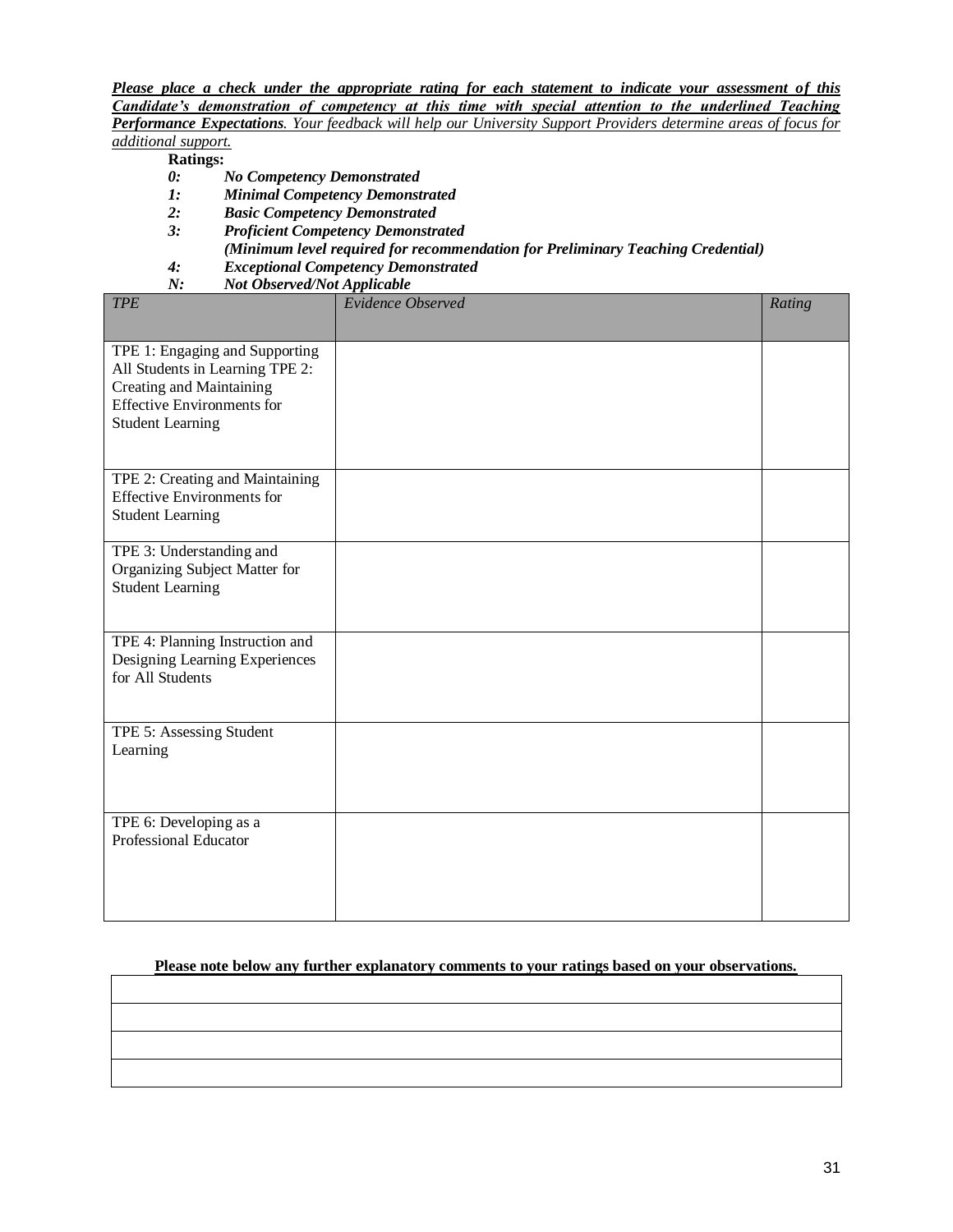***Please place a check under the appropriate rating for each statement to indicate your assessment of this Candidate's demonstration of competency at this time with special attention to the underlined Teaching Performance Expectations**. Your feedback will help our University Support Providers determine areas of focus for additional support.*

**Ratings:**

***0:*** ***No Competency Demonstrated***
***1:*** ***Minimal Competency Demonstrated***
***2:*** ***Basic Competency Demonstrated***
***3:*** ***Proficient Competency Demonstrated***
***(Minimum level required for recommendation for Preliminary Teaching Credential)***
***4:*** ***Exceptional Competency Demonstrated***
***N:*** ***Not Observed/Not Applicable***

| *TPE* | *Evidence Observed* | *Rating* |
|---|---|---|
| TPE 1: Engaging and Supporting All Students in Learning TPE 2: Creating and Maintaining Effective Environments for Student Learning | | |
| TPE 2: Creating and Maintaining Effective Environments for Student Learning | | |
| TPE 3: Understanding and Organizing Subject Matter for Student Learning | | |
| TPE 4: Planning Instruction and Designing Learning Experiences for All Students | | |
| TPE 5: Assessing Student Learning | | |
| TPE 6: Developing as a Professional Educator | | |

**Please note below any further explanatory comments to your ratings based on your observations.**

| |
|---|
| |
| |
| |
| |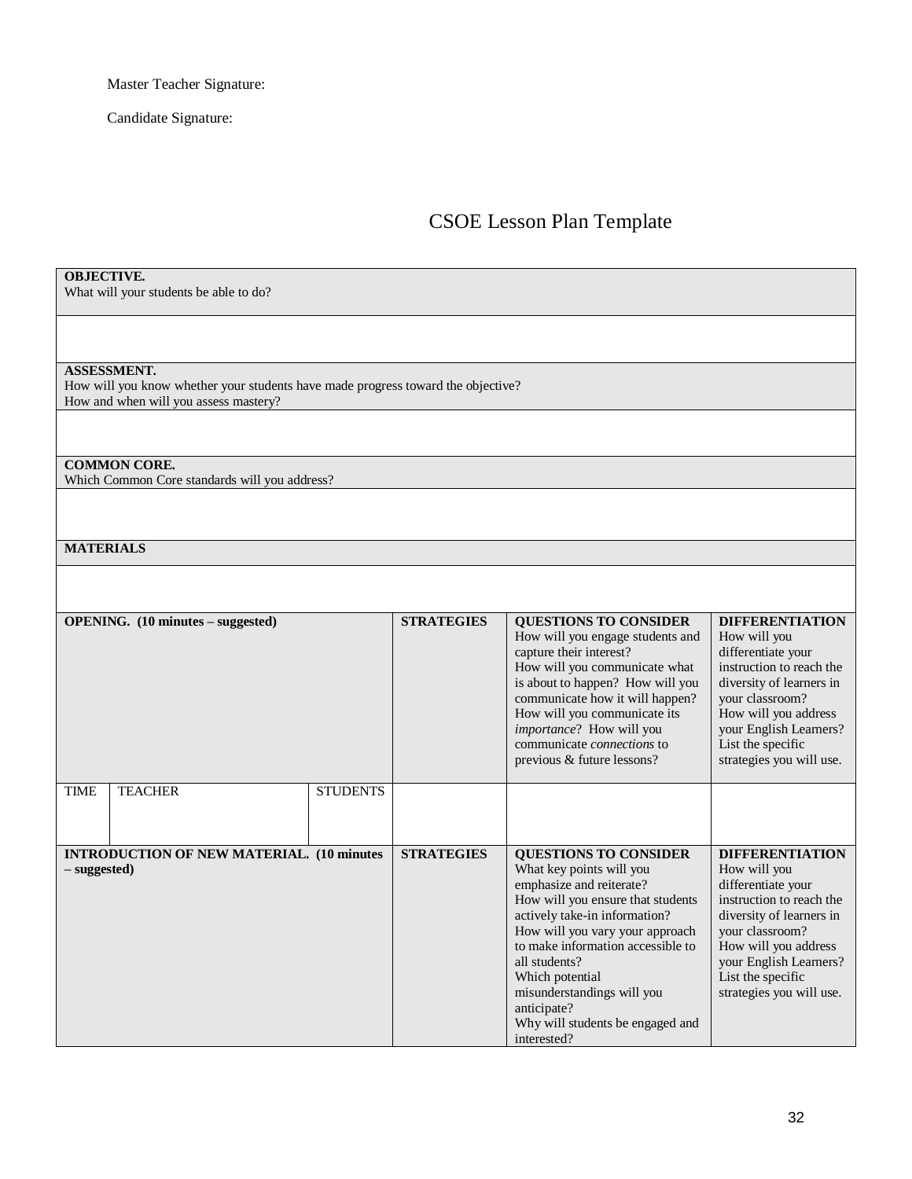Master Teacher Signature:

Candidate Signature:

# CSOE Lesson Plan Template

| | | | | | |
|---|---|---|---|---|---|
| **OBJECTIVE.**<br>What will your students be able to do? | | | | | |
| | | | | | |
| **ASSESSMENT.**<br>How will you know whether your students have made progress toward the objective?<br>How and when will you assess mastery? | | | | | |
| | | | | | |
| **COMMON CORE.**<br>Which Common Core standards will you address? | | | | | |
| | | | | | |
| **MATERIALS** | | | | | |
| | | | | | |
| **OPENING. (10 minutes – suggested)** | | | **STRATEGIES** | **QUESTIONS TO CONSIDER**<br>How will you engage students and capture their interest?<br>How will you communicate what is about to happen? How will you communicate how it will happen? How will you communicate its *importance*? How will you communicate *connections* to previous & future lessons? | **DIFFERENTIATION**<br>How will you differentiate your instruction to reach the diversity of learners in your classroom?<br>How will you address your English Learners?<br>List the specific strategies you will use. |
| TIME | TEACHER | STUDENTS | | | |
| **INTRODUCTION OF NEW MATERIAL. (10 minutes – suggested)** | | | **STRATEGIES** | **QUESTIONS TO CONSIDER**<br>What key points will you emphasize and reiterate?<br>How will you ensure that students actively take-in information?<br>How will you vary your approach to make information accessible to all students?<br>Which potential misunderstandings will you anticipate?<br>Why will students be engaged and interested? | **DIFFERENTIATION**<br>How will you differentiate your instruction to reach the diversity of learners in your classroom?<br>How will you address your English Learners?<br>List the specific strategies you will use. |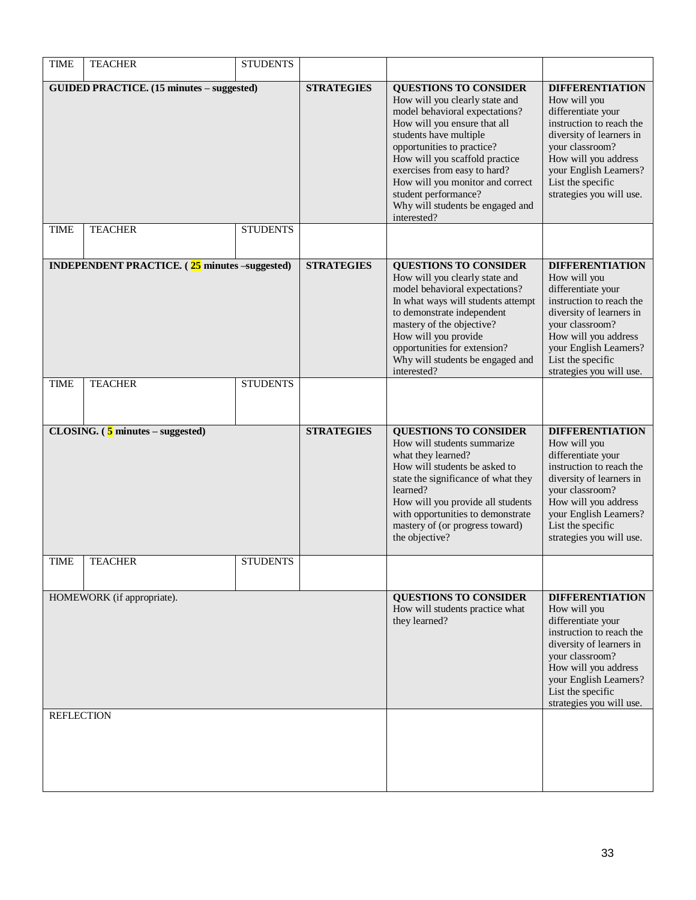| | | | | | |
|---|---|---|---|---|---|
| TIME | TEACHER | STUDENTS | | | |
| **GUIDED PRACTICE. (15 minutes – suggested)** | | | **STRATEGIES** | **QUESTIONS TO CONSIDER** How will you clearly state and model behavioral expectations? How will you ensure that all students have multiple opportunities to practice? How will you scaffold practice exercises from easy to hard? How will you monitor and correct student performance? Why will students be engaged and interested? | **DIFFERENTIATION** How will you differentiate your instruction to reach the diversity of learners in your classroom? How will you address your English Learners? List the specific strategies you will use. |
| TIME | TEACHER | STUDENTS | | | |
| **INDEPENDENT PRACTICE. ( 25 minutes –suggested)** | | | **STRATEGIES** | **QUESTIONS TO CONSIDER** How will you clearly state and model behavioral expectations? In what ways will students attempt to demonstrate independent mastery of the objective? How will you provide opportunities for extension? Why will students be engaged and interested? | **DIFFERENTIATION** How will you differentiate your instruction to reach the diversity of learners in your classroom? How will you address your English Learners? List the specific strategies you will use. |
| TIME | TEACHER | STUDENTS | | | |
| **CLOSING. ( 5 minutes – suggested)** | | | **STRATEGIES** | **QUESTIONS TO CONSIDER** How will students summarize what they learned? How will students be asked to state the significance of what they learned? How will you provide all students with opportunities to demonstrate mastery of (or progress toward) the objective? | **DIFFERENTIATION** How will you differentiate your instruction to reach the diversity of learners in your classroom? How will you address your English Learners? List the specific strategies you will use. |
| TIME | TEACHER | STUDENTS | | | |
| HOMEWORK (if appropriate). | | | | **QUESTIONS TO CONSIDER** How will students practice what they learned? | **DIFFERENTIATION** How will you differentiate your instruction to reach the diversity of learners in your classroom? How will you address your English Learners? List the specific strategies you will use. |
| REFLECTION | | | | | |